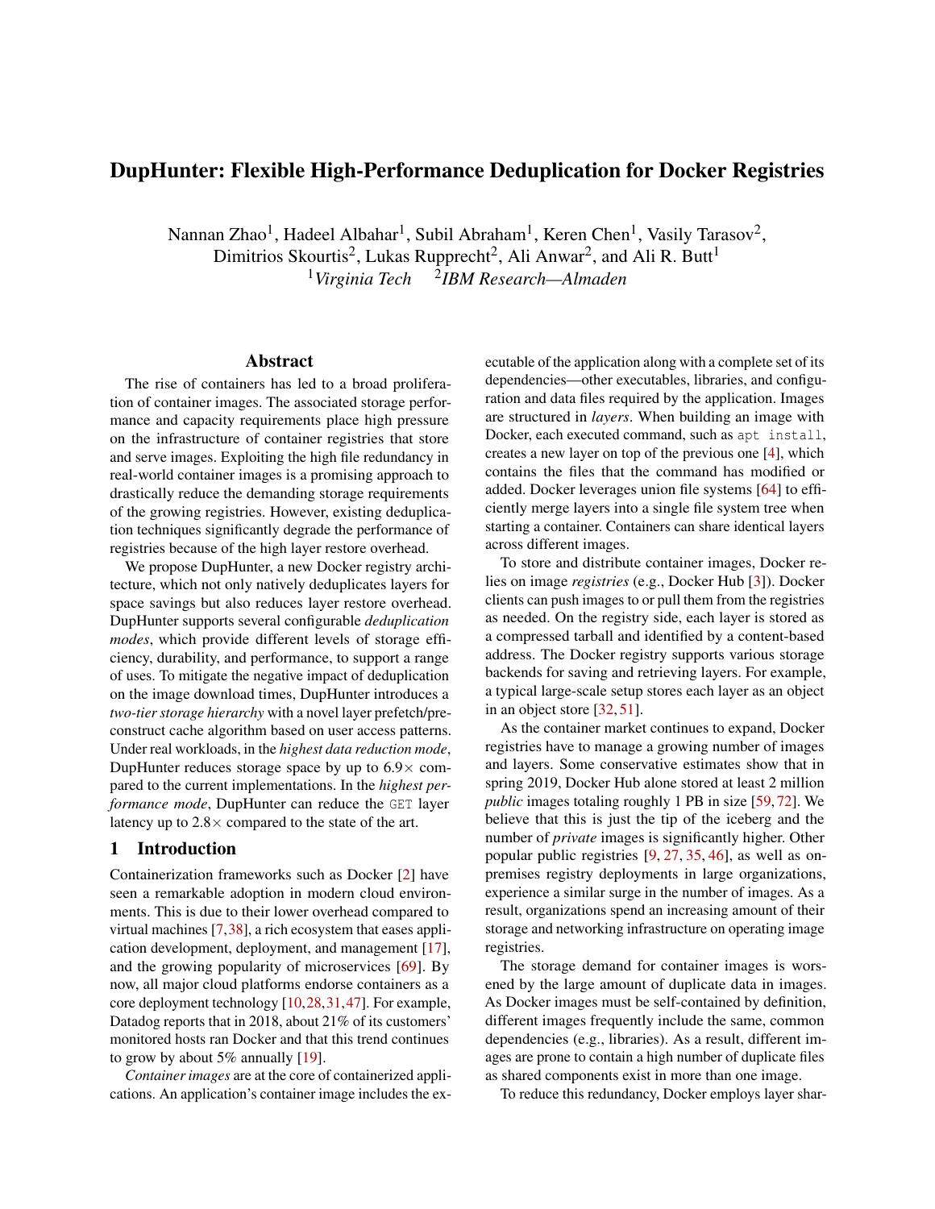# DupHunter: Flexible High-Performance Deduplication for Docker Registries

Nannan Zhao[1], Hadeel Albahar[1], Subil Abraham[1], Keren Chen[1], Vasily Tarasov[2], Dimitrios Skourtis[2], Lukas Rupprecht[2], Ali Anwar[2], and Ali R. Butt[1]

[1]*Virginia Tech* [2]*IBM Research—Almaden*

## Abstract

The rise of containers has led to a broad proliferation of container images. The associated storage performance and capacity requirements place high pressure on the infrastructure of container registries that store and serve images. Exploiting the high file redundancy in real-world container images is a promising approach to drastically reduce the demanding storage requirements of the growing registries. However, existing deduplication techniques significantly degrade the performance of registries because of the high layer restore overhead.

We propose DupHunter, a new Docker registry architecture, which not only natively deduplicates layers for space savings but also reduces layer restore overhead. DupHunter supports several configurable *deduplication modes*, which provide different levels of storage efficiency, durability, and performance, to support a range of uses. To mitigate the negative impact of deduplication on the image download times, DupHunter introduces a *two-tier storage hierarchy* with a novel layer prefetch/preconstruct cache algorithm based on user access patterns. Under real workloads, in the *highest data reduction mode*, DupHunter reduces storage space by up to 6.9× compared to the current implementations. In the *highest performance mode*, DupHunter can reduce the `GET` layer latency up to 2.8× compared to the state of the art.

## 1 Introduction

Containerization frameworks such as Docker [2] have seen a remarkable adoption in modern cloud environments. This is due to their lower overhead compared to virtual machines [7,38], a rich ecosystem that eases application development, deployment, and management [17], and the growing popularity of microservices [69]. By now, all major cloud platforms endorse containers as a core deployment technology [10,28,31,47]. For example, Datadog reports that in 2018, about 21% of its customers' monitored hosts ran Docker and that this trend continues to grow by about 5% annually [19].

*Container images* are at the core of containerized applications. An application's container image includes the executable of the application along with a complete set of its dependencies—other executables, libraries, and configuration and data files required by the application. Images are structured in *layers*. When building an image with Docker, each executed command, such as `apt install`, creates a new layer on top of the previous one [4], which contains the files that the command has modified or added. Docker leverages union file systems [64] to efficiently merge layers into a single file system tree when starting a container. Containers can share identical layers across different images.

To store and distribute container images, Docker relies on image *registries* (e.g., Docker Hub [3]). Docker clients can push images to or pull them from the registries as needed. On the registry side, each layer is stored as a compressed tarball and identified by a content-based address. The Docker registry supports various storage backends for saving and retrieving layers. For example, a typical large-scale setup stores each layer as an object in an object store [32, 51].

As the container market continues to expand, Docker registries have to manage a growing number of images and layers. Some conservative estimates show that in spring 2019, Docker Hub alone stored at least 2 million *public* images totaling roughly 1 PB in size [59, 72]. We believe that this is just the tip of the iceberg and the number of *private* images is significantly higher. Other popular public registries [9, 27, 35, 46], as well as on-premises registry deployments in large organizations, experience a similar surge in the number of images. As a result, organizations spend an increasing amount of their storage and networking infrastructure on operating image registries.

The storage demand for container images is worsened by the large amount of duplicate data in images. As Docker images must be self-contained by definition, different images frequently include the same, common dependencies (e.g., libraries). As a result, different images are prone to contain a high number of duplicate files as shared components exist in more than one image.

To reduce this redundancy, Docker employs layer shar-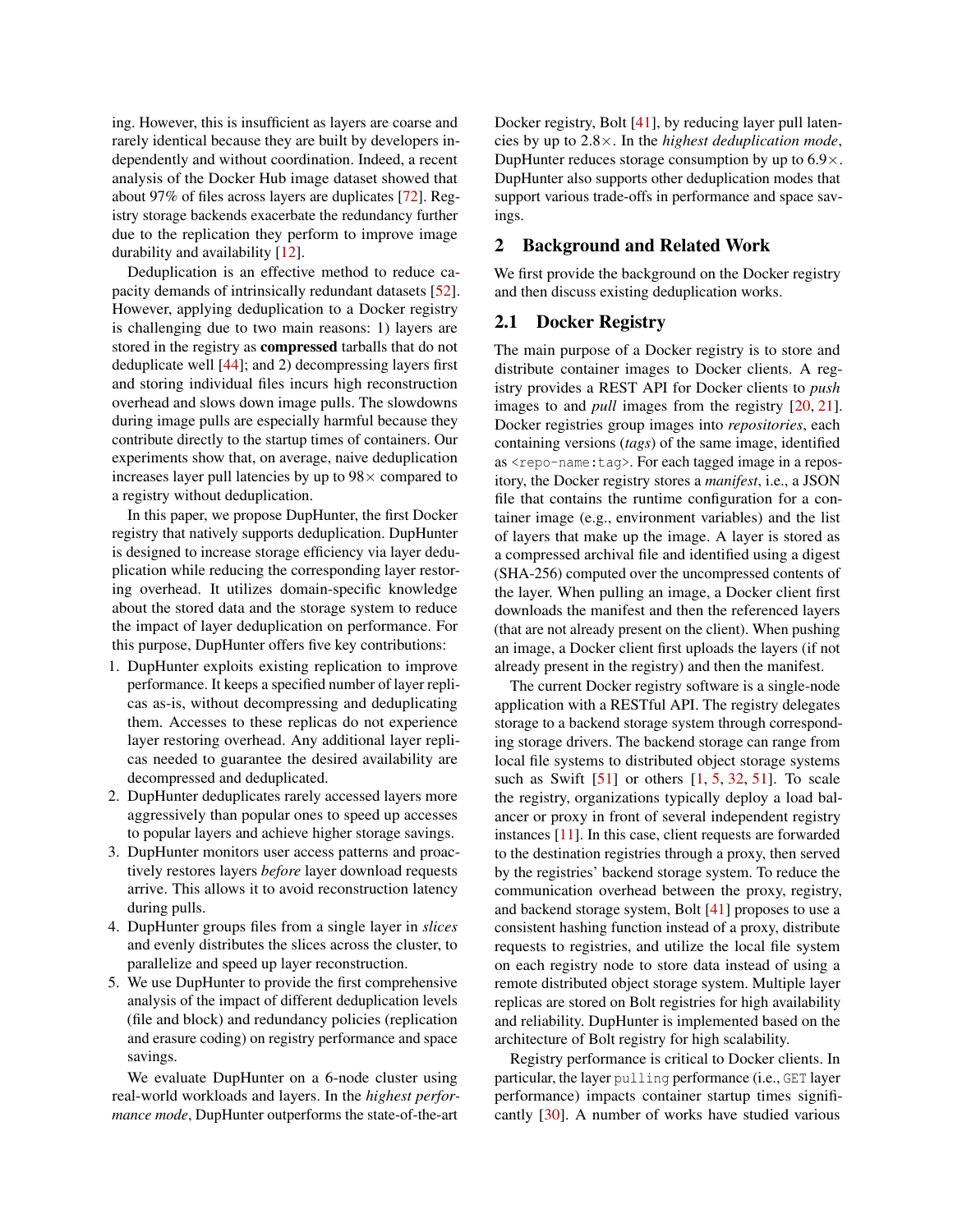ing. However, this is insufficient as layers are coarse and rarely identical because they are built by developers independently and without coordination. Indeed, a recent analysis of the Docker Hub image dataset showed that about 97% of files across layers are duplicates [72]. Registry storage backends exacerbate the redundancy further due to the replication they perform to improve image durability and availability [12].

Deduplication is an effective method to reduce capacity demands of intrinsically redundant datasets [52]. However, applying deduplication to a Docker registry is challenging due to two main reasons: 1) layers are stored in the registry as **compressed** tarballs that do not deduplicate well [44]; and 2) decompressing layers first and storing individual files incurs high reconstruction overhead and slows down image pulls. The slowdowns during image pulls are especially harmful because they contribute directly to the startup times of containers. Our experiments show that, on average, naive deduplication increases layer pull latencies by up to 98× compared to a registry without deduplication.

In this paper, we propose DupHunter, the first Docker registry that natively supports deduplication. DupHunter is designed to increase storage efficiency via layer deduplication while reducing the corresponding layer restoring overhead. It utilizes domain-specific knowledge about the stored data and the storage system to reduce the impact of layer deduplication on performance. For this purpose, DupHunter offers five key contributions:

1. DupHunter exploits existing replication to improve performance. It keeps a specified number of layer replicas as-is, without decompressing and deduplicating them. Accesses to these replicas do not experience layer restoring overhead. Any additional layer replicas needed to guarantee the desired availability are decompressed and deduplicated.
2. DupHunter deduplicates rarely accessed layers more aggressively than popular ones to speed up accesses to popular layers and achieve higher storage savings.
3. DupHunter monitors user access patterns and proactively restores layers *before* layer download requests arrive. This allows it to avoid reconstruction latency during pulls.
4. DupHunter groups files from a single layer in *slices* and evenly distributes the slices across the cluster, to parallelize and speed up layer reconstruction.
5. We use DupHunter to provide the first comprehensive analysis of the impact of different deduplication levels (file and block) and redundancy policies (replication and erasure coding) on registry performance and space savings.

We evaluate DupHunter on a 6-node cluster using real-world workloads and layers. In the *highest performance mode*, DupHunter outperforms the state-of-the-art Docker registry, Bolt [41], by reducing layer pull latencies by up to 2.8×. In the *highest deduplication mode*, DupHunter reduces storage consumption by up to 6.9×. DupHunter also supports other deduplication modes that support various trade-offs in performance and space savings.

## 2 Background and Related Work

We first provide the background on the Docker registry and then discuss existing deduplication works.

### 2.1 Docker Registry

The main purpose of a Docker registry is to store and distribute container images to Docker clients. A registry provides a REST API for Docker clients to *push* images to and *pull* images from the registry [20, 21]. Docker registries group images into *repositories*, each containing versions (*tags*) of the same image, identified as `<repo-name:tag>`. For each tagged image in a repository, the Docker registry stores a *manifest*, i.e., a JSON file that contains the runtime configuration for a container image (e.g., environment variables) and the list of layers that make up the image. A layer is stored as a compressed archival file and identified using a digest (SHA-256) computed over the uncompressed contents of the layer. When pulling an image, a Docker client first downloads the manifest and then the referenced layers (that are not already present on the client). When pushing an image, a Docker client first uploads the layers (if not already present in the registry) and then the manifest.

The current Docker registry software is a single-node application with a RESTful API. The registry delegates storage to a backend storage system through corresponding storage drivers. The backend storage can range from local file systems to distributed object storage systems such as Swift [51] or others [1, 5, 32, 51]. To scale the registry, organizations typically deploy a load balancer or proxy in front of several independent registry instances [11]. In this case, client requests are forwarded to the destination registries through a proxy, then served by the registries' backend storage system. To reduce the communication overhead between the proxy, registry, and backend storage system, Bolt [41] proposes to use a consistent hashing function instead of a proxy, distribute requests to registries, and utilize the local file system on each registry node to store data instead of using a remote distributed object storage system. Multiple layer replicas are stored on Bolt registries for high availability and reliability. DupHunter is implemented based on the architecture of Bolt registry for high scalability.

Registry performance is critical to Docker clients. In particular, the layer `pulling` performance (i.e., `GET` layer performance) impacts container startup times significantly [30]. A number of works have studied various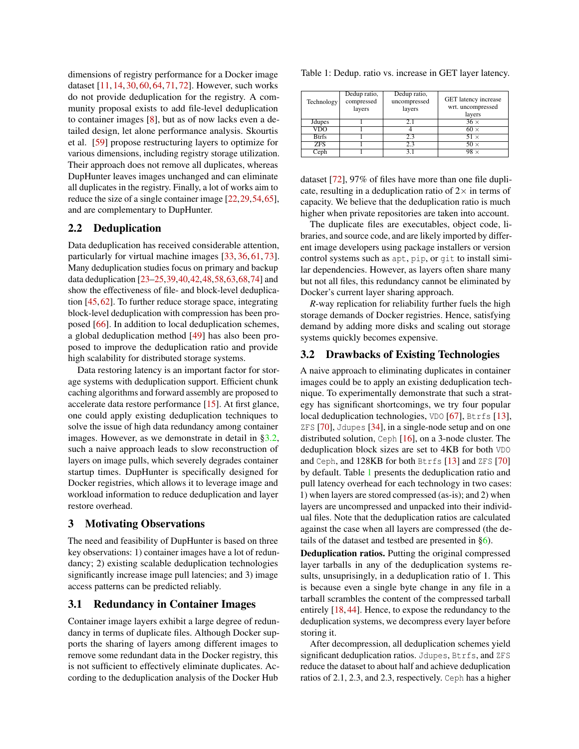dimensions of registry performance for a Docker image dataset [11, 14, 30, 60, 64, 71, 72]. However, such works do not provide deduplication for the registry. A community proposal exists to add file-level deduplication to container images [8], but as of now lacks even a detailed design, let alone performance analysis. Skourtis et al. [59] propose restructuring layers to optimize for various dimensions, including registry storage utilization. Their approach does not remove all duplicates, whereas DupHunter leaves images unchanged and can eliminate all duplicates in the registry. Finally, a lot of works aim to reduce the size of a single container image [22, 29, 54, 65], and are complementary to DupHunter.

## 2.2 Deduplication

Data deduplication has received considerable attention, particularly for virtual machine images [33, 36, 61, 73]. Many deduplication studies focus on primary and backup data deduplication [23–25, 39, 40, 42, 48, 58, 63, 68, 74] and show the effectiveness of file- and block-level deduplication [45, 62]. To further reduce storage space, integrating block-level deduplication with compression has been proposed [66]. In addition to local deduplication schemes, a global deduplication method [49] has also been proposed to improve the deduplication ratio and provide high scalability for distributed storage systems.

Data restoring latency is an important factor for storage systems with deduplication support. Efficient chunk caching algorithms and forward assembly are proposed to accelerate data restore performance [15]. At first glance, one could apply existing deduplication techniques to solve the issue of high data redundancy among container images. However, as we demonstrate in detail in §3.2, such a naive approach leads to slow reconstruction of layers on image pulls, which severely degrades container startup times. DupHunter is specifically designed for Docker registries, which allows it to leverage image and workload information to reduce deduplication and layer restore overhead.

# 3 Motivating Observations

The need and feasibility of DupHunter is based on three key observations: 1) container images have a lot of redundancy; 2) existing scalable deduplication technologies significantly increase image pull latencies; and 3) image access patterns can be predicted reliably.

## 3.1 Redundancy in Container Images

Container image layers exhibit a large degree of redundancy in terms of duplicate files. Although Docker supports the sharing of layers among different images to remove some redundant data in the Docker registry, this is not sufficient to effectively eliminate duplicates. According to the deduplication analysis of the Docker Hub dataset [72], 97% of files have more than one file duplicate, resulting in a deduplication ratio of 2× in terms of capacity. We believe that the deduplication ratio is much higher when private repositories are taken into account.

The duplicate files are executables, object code, libraries, and source code, and are likely imported by different image developers using package installers or version control systems such as `apt`, `pip`, or `git` to install similar dependencies. However, as layers often share many but not all files, this redundancy cannot be eliminated by Docker's current layer sharing approach.

*R*-way replication for reliability further fuels the high storage demands of Docker registries. Hence, satisfying demand by adding more disks and scaling out storage systems quickly becomes expensive.

## 3.2 Drawbacks of Existing Technologies

Table 1: Dedup. ratio vs. increase in GET layer latency.

| Technology | Dedup ratio, compressed layers | Dedup ratio, uncompressed layers | GET latency increase wrt. uncompressed layers |
|---|---|---|---|
| Jdupes | 1 | 2.1 | 36 × |
| VDO | 1 | 4 | 60 × |
| Btrfs | 1 | 2.3 | 51 × |
| ZFS | 1 | 2.3 | 50 × |
| Ceph | 1 | 3.1 | 98 × |

A naive approach to eliminating duplicates in container images could be to apply an existing deduplication technique. To experimentally demonstrate that such a strategy has significant shortcomings, we try four popular local deduplication technologies, `VDO` [67], `Btrfs` [13], `ZFS` [70], `Jdupes` [34], in a single-node setup and on one distributed solution, `Ceph` [16], on a 3-node cluster. The deduplication block sizes are set to 4KB for both `VDO` and `Ceph`, and 128KB for both `Btrfs` [13] and `ZFS` [70] by default. Table 1 presents the deduplication ratio and pull latency overhead for each technology in two cases: 1) when layers are stored compressed (as-is); and 2) when layers are uncompressed and unpacked into their individual files. Note that the deduplication ratios are calculated against the case when all layers are compressed (the details of the dataset and testbed are presented in §6).

**Deduplication ratios.** Putting the original compressed layer tarballs in any of the deduplication systems results, unsurprisingly, in a deduplication ratio of 1. This is because even a single byte change in any file in a tarball scrambles the content of the compressed tarball entirely [18, 44]. Hence, to expose the redundancy to the deduplication systems, we decompress every layer before storing it.

After decompression, all deduplication schemes yield significant deduplication ratios. `Jdupes`, `Btrfs`, and `ZFS` reduce the dataset to about half and achieve deduplication ratios of 2.1, 2.3, and 2.3, respectively. `Ceph` has a higher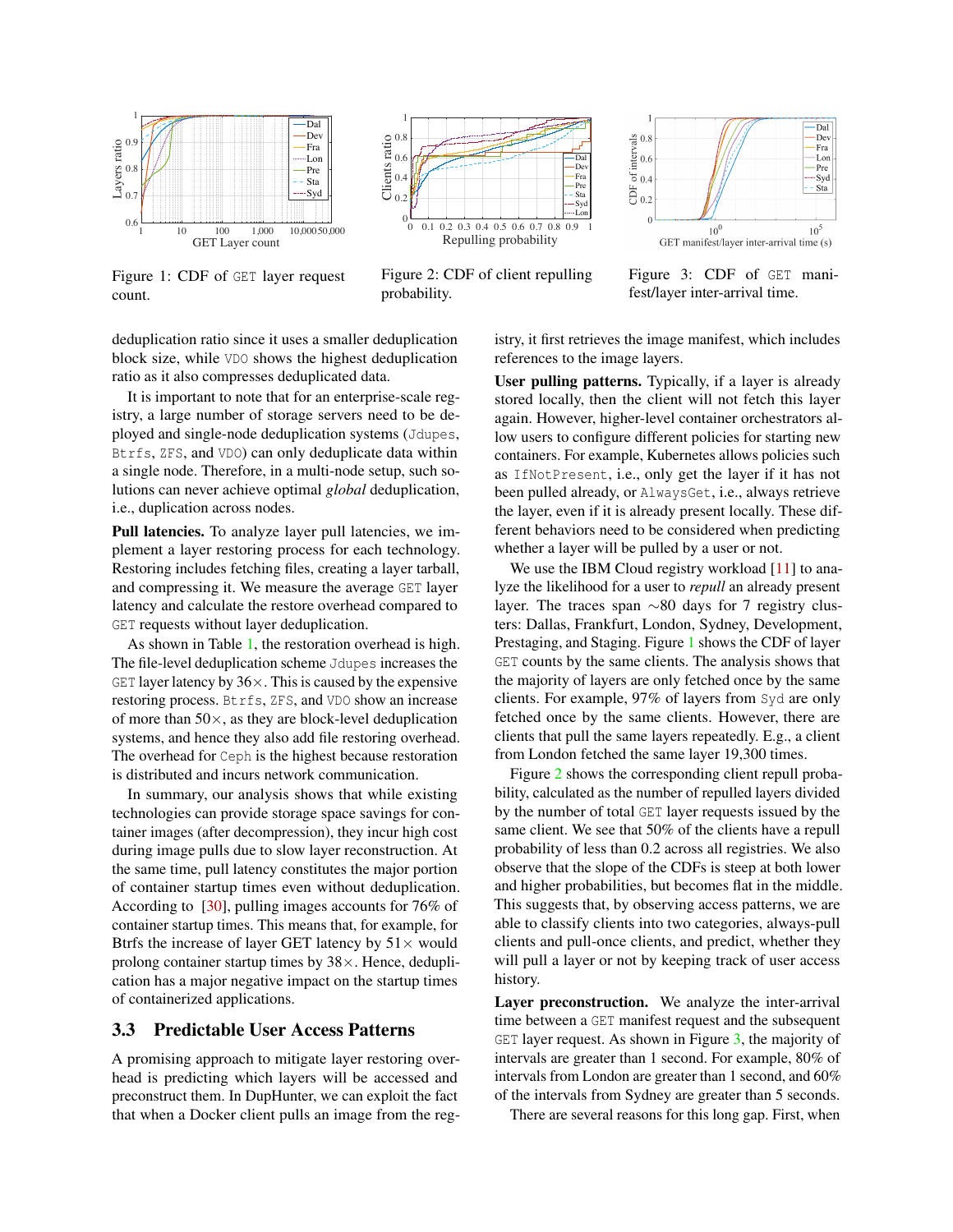Figure 1: CDF of GET layer request count.

Figure 2: CDF of client repulling probability.

Figure 3: CDF of GET manifest/layer inter-arrival time.

deduplication ratio since it uses a smaller deduplication block size, while VDO shows the highest deduplication ratio as it also compresses deduplicated data.

It is important to note that for an enterprise-scale registry, a large number of storage servers need to be deployed and single-node deduplication systems (Jdupes, Btrfs, ZFS, and VDO) can only deduplicate data within a single node. Therefore, in a multi-node setup, such solutions can never achieve optimal *global* deduplication, i.e., duplication across nodes.

**Pull latencies.** To analyze layer pull latencies, we implement a layer restoring process for each technology. Restoring includes fetching files, creating a layer tarball, and compressing it. We measure the average GET layer latency and calculate the restore overhead compared to GET requests without layer deduplication.

As shown in Table 1, the restoration overhead is high. The file-level deduplication scheme Jdupes increases the GET layer latency by 36×. This is caused by the expensive restoring process. Btrfs, ZFS, and VDO show an increase of more than 50×, as they are block-level deduplication systems, and hence they also add file restoring overhead. The overhead for Ceph is the highest because restoration is distributed and incurs network communication.

In summary, our analysis shows that while existing technologies can provide storage space savings for container images (after decompression), they incur high cost during image pulls due to slow layer reconstruction. At the same time, pull latency constitutes the major portion of container startup times even without deduplication. According to [30], pulling images accounts for 76% of container startup times. This means that, for example, for Btrfs the increase of layer GET latency by 51× would prolong container startup times by 38×. Hence, deduplication has a major negative impact on the startup times of containerized applications.

### 3.3 Predictable User Access Patterns

A promising approach to mitigate layer restoring overhead is predicting which layers will be accessed and preconstruct them. In DupHunter, we can exploit the fact that when a Docker client pulls an image from the registry, it first retrieves the image manifest, which includes references to the image layers.

**User pulling patterns.** Typically, if a layer is already stored locally, then the client will not fetch this layer again. However, higher-level container orchestrators allow users to configure different policies for starting new containers. For example, Kubernetes allows policies such as IfNotPresent, i.e., only get the layer if it has not been pulled already, or AlwaysGet, i.e., always retrieve the layer, even if it is already present locally. These different behaviors need to be considered when predicting whether a layer will be pulled by a user or not.

We use the IBM Cloud registry workload [11] to analyze the likelihood for a user to *repull* an already present layer. The traces span ∼80 days for 7 registry clusters: Dallas, Frankfurt, London, Sydney, Development, Prestaging, and Staging. Figure 1 shows the CDF of layer GET counts by the same clients. The analysis shows that the majority of layers are only fetched once by the same clients. For example, 97% of layers from Syd are only fetched once by the same clients. However, there are clients that pull the same layers repeatedly. E.g., a client from London fetched the same layer 19,300 times.

Figure 2 shows the corresponding client repull probability, calculated as the number of repulled layers divided by the number of total GET layer requests issued by the same client. We see that 50% of the clients have a repull probability of less than 0.2 across all registries. We also observe that the slope of the CDFs is steep at both lower and higher probabilities, but becomes flat in the middle. This suggests that, by observing access patterns, we are able to classify clients into two categories, always-pull clients and pull-once clients, and predict, whether they will pull a layer or not by keeping track of user access history.

**Layer preconstruction.** We analyze the inter-arrival time between a GET manifest request and the subsequent GET layer request. As shown in Figure 3, the majority of intervals are greater than 1 second. For example, 80% of intervals from London are greater than 1 second, and 60% of the intervals from Sydney are greater than 5 seconds.

There are several reasons for this long gap. First, when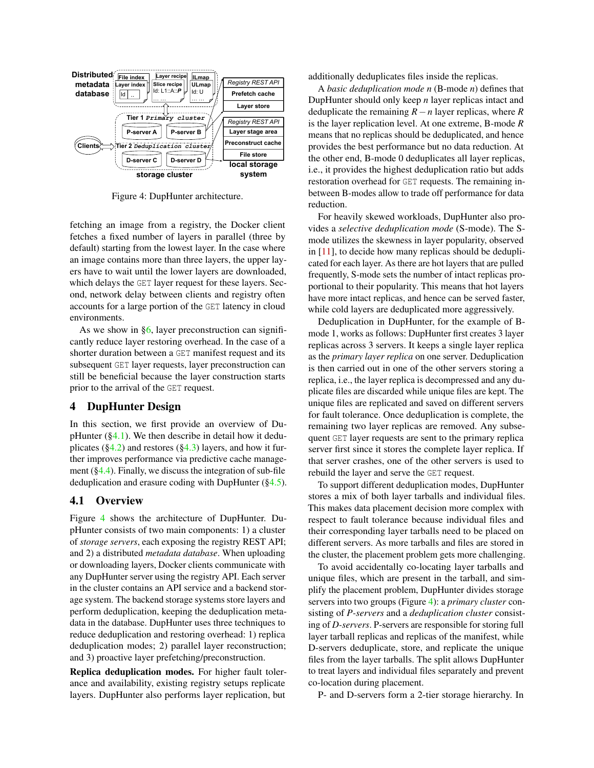Figure 4: DupHunter architecture.

fetching an image from a registry, the Docker client fetches a fixed number of layers in parallel (three by default) starting from the lowest layer. In the case where an image contains more than three layers, the upper layers have to wait until the lower layers are downloaded, which delays the GET layer request for these layers. Second, network delay between clients and registry often accounts for a large portion of the GET latency in cloud environments.

As we show in §6, layer preconstruction can significantly reduce layer restoring overhead. In the case of a shorter duration between a GET manifest request and its subsequent GET layer requests, layer preconstruction can still be beneficial because the layer construction starts prior to the arrival of the GET request.

## 4 DupHunter Design

In this section, we first provide an overview of DupHunter (§4.1). We then describe in detail how it deduplicates (§4.2) and restores (§4.3) layers, and how it further improves performance via predictive cache management (§4.4). Finally, we discuss the integration of sub-file deduplication and erasure coding with DupHunter (§4.5).

### 4.1 Overview

Figure 4 shows the architecture of DupHunter. DupHunter consists of two main components: 1) a cluster of *storage servers*, each exposing the registry REST API; and 2) a distributed *metadata database*. When uploading or downloading layers, Docker clients communicate with any DupHunter server using the registry API. Each server in the cluster contains an API service and a backend storage system. The backend storage systems store layers and perform deduplication, keeping the deduplication metadata in the database. DupHunter uses three techniques to reduce deduplication and restoring overhead: 1) replica deduplication modes; 2) parallel layer reconstruction; and 3) proactive layer prefetching/preconstruction.

**Replica deduplication modes.** For higher fault tolerance and availability, existing registry setups replicate layers. DupHunter also performs layer replication, but additionally deduplicates files inside the replicas.

A *basic deduplication mode n* (B-mode $n$) defines that DupHunter should only keep $n$ layer replicas intact and deduplicate the remaining $R-n$ layer replicas, where $R$ is the layer replication level. At one extreme, B-mode $R$ means that no replicas should be deduplicated, and hence provides the best performance but no data reduction. At the other end, B-mode 0 deduplicates all layer replicas, i.e., it provides the highest deduplication ratio but adds restoration overhead for GET requests. The remaining in-between B-modes allow to trade off performance for data reduction.

For heavily skewed workloads, DupHunter also provides a *selective deduplication mode* (S-mode). The S-mode utilizes the skewness in layer popularity, observed in [11], to decide how many replicas should be deduplicated for each layer. As there are hot layers that are pulled frequently, S-mode sets the number of intact replicas proportional to their popularity. This means that hot layers have more intact replicas, and hence can be served faster, while cold layers are deduplicated more aggressively.

Deduplication in DupHunter, for the example of B-mode 1, works as follows: DupHunter first creates 3 layer replicas across 3 servers. It keeps a single layer replica as the *primary layer replica* on one server. Deduplication is then carried out in one of the other servers storing a replica, i.e., the layer replica is decompressed and any duplicate files are discarded while unique files are kept. The unique files are replicated and saved on different servers for fault tolerance. Once deduplication is complete, the remaining two layer replicas are removed. Any subsequent GET layer requests are sent to the primary replica server first since it stores the complete layer replica. If that server crashes, one of the other servers is used to rebuild the layer and serve the GET request.

To support different deduplication modes, DupHunter stores a mix of both layer tarballs and individual files. This makes data placement decision more complex with respect to fault tolerance because individual files and their corresponding layer tarballs need to be placed on different servers. As more tarballs and files are stored in the cluster, the placement problem gets more challenging.

To avoid accidentally co-locating layer tarballs and unique files, which are present in the tarball, and simplify the placement problem, DupHunter divides storage servers into two groups (Figure 4): a *primary cluster* consisting of *P-servers* and a *deduplication cluster* consisting of *D-servers*. P-servers are responsible for storing full layer tarball replicas and replicas of the manifest, while D-servers deduplicate, store, and replicate the unique files from the layer tarballs. The split allows DupHunter to treat layers and individual files separately and prevent co-location during placement.

P- and D-servers form a 2-tier storage hierarchy. In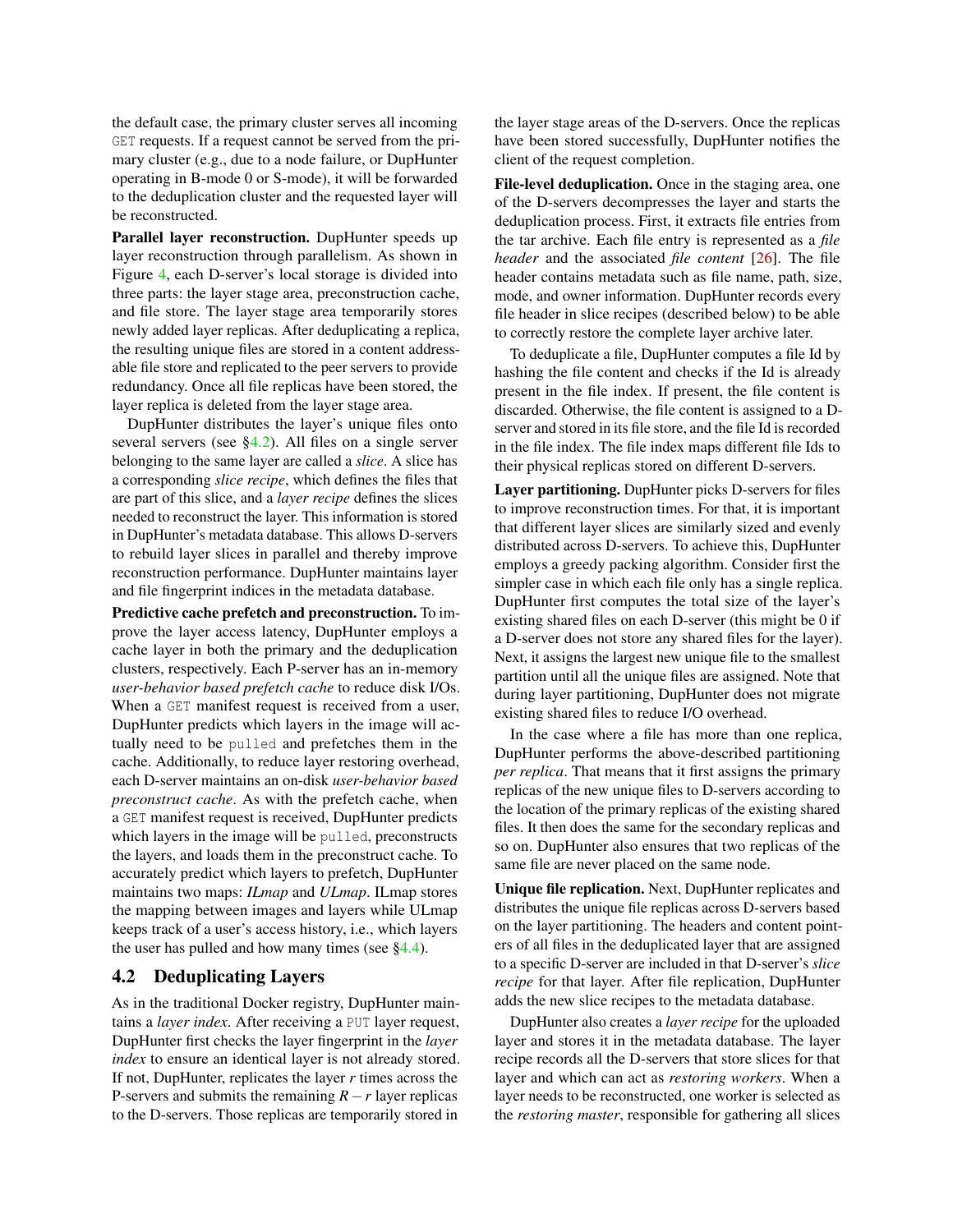the default case, the primary cluster serves all incoming GET requests. If a request cannot be served from the primary cluster (e.g., due to a node failure, or DupHunter operating in B-mode 0 or S-mode), it will be forwarded to the deduplication cluster and the requested layer will be reconstructed.

**Parallel layer reconstruction.** DupHunter speeds up layer reconstruction through parallelism. As shown in Figure 4, each D-server's local storage is divided into three parts: the layer stage area, preconstruction cache, and file store. The layer stage area temporarily stores newly added layer replicas. After deduplicating a replica, the resulting unique files are stored in a content addressable file store and replicated to the peer servers to provide redundancy. Once all file replicas have been stored, the layer replica is deleted from the layer stage area.

DupHunter distributes the layer's unique files onto several servers (see §4.2). All files on a single server belonging to the same layer are called a *slice*. A slice has a corresponding *slice recipe*, which defines the files that are part of this slice, and a *layer recipe* defines the slices needed to reconstruct the layer. This information is stored in DupHunter's metadata database. This allows D-servers to rebuild layer slices in parallel and thereby improve reconstruction performance. DupHunter maintains layer and file fingerprint indices in the metadata database.

**Predictive cache prefetch and preconstruction.** To improve the layer access latency, DupHunter employs a cache layer in both the primary and the deduplication clusters, respectively. Each P-server has an in-memory *user-behavior based prefetch cache* to reduce disk I/Os. When a GET manifest request is received from a user, DupHunter predicts which layers in the image will actually need to be pulled and prefetches them in the cache. Additionally, to reduce layer restoring overhead, each D-server maintains an on-disk *user-behavior based preconstruct cache*. As with the prefetch cache, when a GET manifest request is received, DupHunter predicts which layers in the image will be pulled, preconstructs the layers, and loads them in the preconstruct cache. To accurately predict which layers to prefetch, DupHunter maintains two maps: *ILmap* and *ULmap*. ILmap stores the mapping between images and layers while ULmap keeps track of a user's access history, i.e., which layers the user has pulled and how many times (see §4.4).

## 4.2 Deduplicating Layers

As in the traditional Docker registry, DupHunter maintains a *layer index*. After receiving a PUT layer request, DupHunter first checks the layer fingerprint in the *layer index* to ensure an identical layer is not already stored. If not, DupHunter, replicates the layer $r$ times across the P-servers and submits the remaining $R-r$ layer replicas to the D-servers. Those replicas are temporarily stored in the layer stage areas of the D-servers. Once the replicas have been stored successfully, DupHunter notifies the client of the request completion.

**File-level deduplication.** Once in the staging area, one of the D-servers decompresses the layer and starts the deduplication process. First, it extracts file entries from the tar archive. Each file entry is represented as a *file header* and the associated *file content* [26]. The file header contains metadata such as file name, path, size, mode, and owner information. DupHunter records every file header in slice recipes (described below) to be able to correctly restore the complete layer archive later.

To deduplicate a file, DupHunter computes a file Id by hashing the file content and checks if the Id is already present in the file index. If present, the file content is discarded. Otherwise, the file content is assigned to a D-server and stored in its file store, and the file Id is recorded in the file index. The file index maps different file Ids to their physical replicas stored on different D-servers.

**Layer partitioning.** DupHunter picks D-servers for files to improve reconstruction times. For that, it is important that different layer slices are similarly sized and evenly distributed across D-servers. To achieve this, DupHunter employs a greedy packing algorithm. Consider first the simpler case in which each file only has a single replica. DupHunter first computes the total size of the layer's existing shared files on each D-server (this might be 0 if a D-server does not store any shared files for the layer). Next, it assigns the largest new unique file to the smallest partition until all the unique files are assigned. Note that during layer partitioning, DupHunter does not migrate existing shared files to reduce I/O overhead.

In the case where a file has more than one replica, DupHunter performs the above-described partitioning *per replica*. That means that it first assigns the primary replicas of the new unique files to D-servers according to the location of the primary replicas of the existing shared files. It then does the same for the secondary replicas and so on. DupHunter also ensures that two replicas of the same file are never placed on the same node.

**Unique file replication.** Next, DupHunter replicates and distributes the unique file replicas across D-servers based on the layer partitioning. The headers and content pointers of all files in the deduplicated layer that are assigned to a specific D-server are included in that D-server's *slice recipe* for that layer. After file replication, DupHunter adds the new slice recipes to the metadata database.

DupHunter also creates a *layer recipe* for the uploaded layer and stores it in the metadata database. The layer recipe records all the D-servers that store slices for that layer and which can act as *restoring workers*. When a layer needs to be reconstructed, one worker is selected as the *restoring master*, responsible for gathering all slices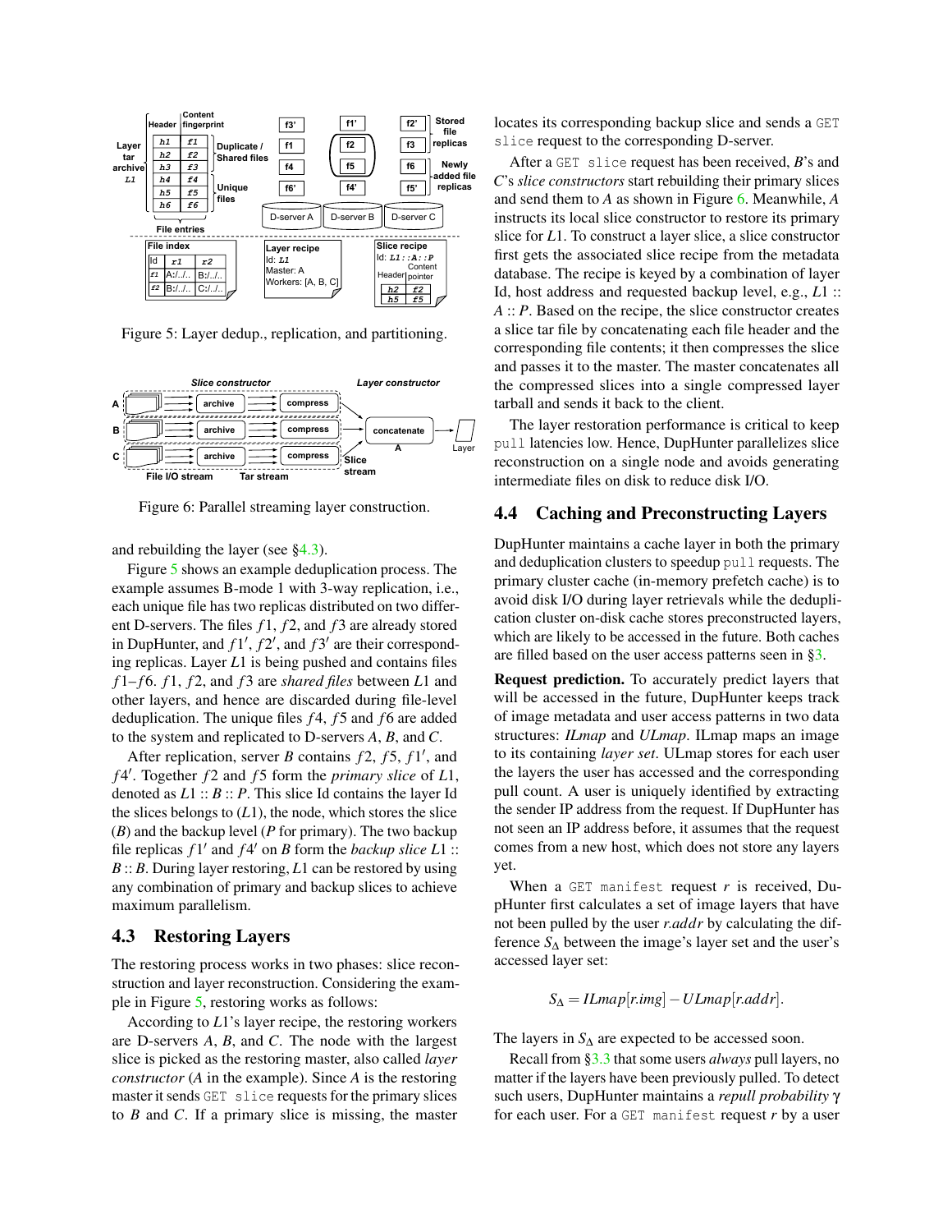Figure 5: Layer dedup., replication, and partitioning.

Figure 6: Parallel streaming layer construction.

and rebuilding the layer (see §4.3).

Figure 5 shows an example deduplication process. The example assumes B-mode 1 with 3-way replication, i.e., each unique file has two replicas distributed on two different D-servers. The files $f1$, $f2$, and $f3$ are already stored in DupHunter, and $f1'$, $f2'$, and $f3'$ are their corresponding replicas. Layer $L1$ is being pushed and contains files $f1$–$f6$. $f1$, $f2$, and $f3$ are *shared files* between $L1$ and other layers, and hence are discarded during file-level deduplication. The unique files $f4$, $f5$ and $f6$ are added to the system and replicated to D-servers $A$, $B$, and $C$.

After replication, server $B$ contains $f2$, $f5$, $f1'$, and $f4'$. Together $f2$ and $f5$ form the *primary slice* of $L1$, denoted as $L1 :: B :: P$. This slice Id contains the layer Id the slices belongs to ($L1$), the node, which stores the slice ($B$) and the backup level ($P$ for primary). The two backup file replicas $f1'$ and $f4'$ on $B$ form the *backup slice* $L1 :: B :: B$. During layer restoring, $L1$ can be restored by using any combination of primary and backup slices to achieve maximum parallelism.

### 4.3 Restoring Layers

The restoring process works in two phases: slice reconstruction and layer reconstruction. Considering the example in Figure 5, restoring works as follows:

According to $L1$'s layer recipe, the restoring workers are D-servers $A$, $B$, and $C$. The node with the largest slice is picked as the restoring master, also called *layer constructor* ($A$ in the example). Since $A$ is the restoring master it sends `GET slice` requests for the primary slices to $B$ and $C$. If a primary slice is missing, the master locates its corresponding backup slice and sends a `GET slice` request to the corresponding D-server.

After a `GET slice` request has been received, $B$'s and $C$'s *slice constructors* start rebuilding their primary slices and send them to $A$ as shown in Figure 6. Meanwhile, $A$ instructs its local slice constructor to restore its primary slice for $L1$. To construct a layer slice, a slice constructor first gets the associated slice recipe from the metadata database. The recipe is keyed by a combination of layer Id, host address and requested backup level, e.g., $L1 :: A :: P$. Based on the recipe, the slice constructor creates a slice tar file by concatenating each file header and the corresponding file contents; it then compresses the slice and passes it to the master. The master concatenates all the compressed slices into a single compressed layer tarball and sends it back to the client.

The layer restoration performance is critical to keep `pull` latencies low. Hence, DupHunter parallelizes slice reconstruction on a single node and avoids generating intermediate files on disk to reduce disk I/O.

### 4.4 Caching and Preconstructing Layers

DupHunter maintains a cache layer in both the primary and deduplication clusters to speedup `pull` requests. The primary cluster cache (in-memory prefetch cache) is to avoid disk I/O during layer retrievals while the deduplication cluster on-disk cache stores preconstructed layers, which are likely to be accessed in the future. Both caches are filled based on the user access patterns seen in §3.

**Request prediction.** To accurately predict layers that will be accessed in the future, DupHunter keeps track of image metadata and user access patterns in two data structures: *ILmap* and *ULmap*. ILmap maps an image to its containing *layer set*. ULmap stores for each user the layers the user has accessed and the corresponding pull count. A user is uniquely identified by extracting the sender IP address from the request. If DupHunter has not seen an IP address before, it assumes that the request comes from a new host, which does not store any layers yet.

When a `GET manifest` request $r$ is received, DupHunter first calculates a set of image layers that have not been pulled by the user *r.addr* by calculating the difference $S_\Delta$ between the image's layer set and the user's accessed layer set:

$$S_\Delta = ILmap[r.img] - ULmap[r.addr].$$

The layers in $S_\Delta$ are expected to be accessed soon.

Recall from §3.3 that some users *always* pull layers, no matter if the layers have been previously pulled. To detect such users, DupHunter maintains a *repull probability* $\gamma$ for each user. For a `GET manifest` request $r$ by a user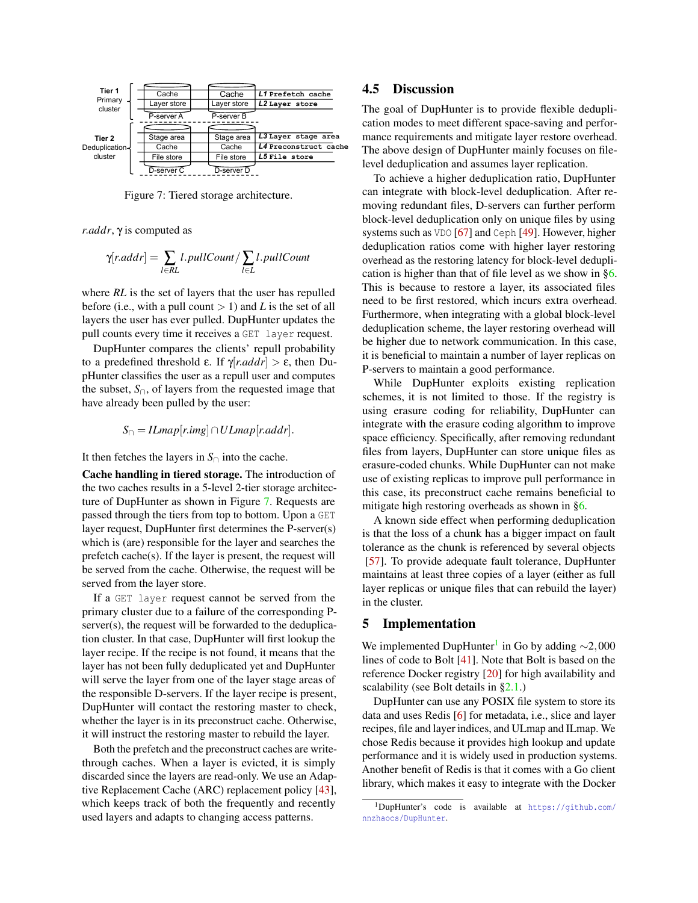Tier 1 Primary cluster | Cache / Layer store / P-server A | Cache / Layer store / P-server B | L1 Prefetch cache / L2 Layer store

Tier 2 Deduplication cluster | Stage area / Cache / File store / D-server C | Stage area / Cache / File store / D-server D | L3 Layer stage area / L4 Preconstruct cache / L5 File store

Figure 7: Tiered storage architecture.

$r.addr$, $\gamma$ is computed as

$$\gamma[r.addr] = \sum_{l \in RL} l.pullCount / \sum_{l \in L} l.pullCount$$

where $RL$ is the set of layers that the user has repulled before (i.e., with a pull count $> 1$) and $L$ is the set of all layers the user has ever pulled. DupHunter updates the pull counts every time it receives a `GET layer` request.

DupHunter compares the clients' repull probability to a predefined threshold $\epsilon$. If $\gamma[r.addr] > \epsilon$, then DupHunter classifies the user as a repull user and computes the subset, $S_{\cap}$, of layers from the requested image that have already been pulled by the user:

$$S_{\cap} = ILmap[r.img] \cap ULmap[r.addr].$$

It then fetches the layers in $S_{\cap}$ into the cache.

**Cache handling in tiered storage.** The introduction of the two caches results in a 5-level 2-tier storage architecture of DupHunter as shown in Figure 7. Requests are passed through the tiers from top to bottom. Upon a `GET` layer request, DupHunter first determines the P-server(s) which is (are) responsible for the layer and searches the prefetch cache(s). If the layer is present, the request will be served from the cache. Otherwise, the request will be served from the layer store.

If a `GET layer` request cannot be served from the primary cluster due to a failure of the corresponding P-server(s), the request will be forwarded to the deduplication cluster. In that case, DupHunter will first lookup the layer recipe. If the recipe is not found, it means that the layer has not been fully deduplicated yet and DupHunter will serve the layer from one of the layer stage areas of the responsible D-servers. If the layer recipe is present, DupHunter will contact the restoring master to check, whether the layer is in its preconstruct cache. Otherwise, it will instruct the restoring master to rebuild the layer.

Both the prefetch and the preconstruct caches are write-through caches. When a layer is evicted, it is simply discarded since the layers are read-only. We use an Adaptive Replacement Cache (ARC) replacement policy [43], which keeps track of both the frequently and recently used layers and adapts to changing access patterns.

## 4.5 Discussion

The goal of DupHunter is to provide flexible deduplication modes to meet different space-saving and performance requirements and mitigate layer restore overhead. The above design of DupHunter mainly focuses on file-level deduplication and assumes layer replication.

To achieve a higher deduplication ratio, DupHunter can integrate with block-level deduplication. After removing redundant files, D-servers can further perform block-level deduplication only on unique files by using systems such as `VDO` [67] and `Ceph` [49]. However, higher deduplication ratios come with higher layer restoring overhead as the restoring latency for block-level deduplication is higher than that of file level as we show in §6. This is because to restore a layer, its associated files need to be first restored, which incurs extra overhead. Furthermore, when integrating with a global block-level deduplication scheme, the layer restoring overhead will be higher due to network communication. In this case, it is beneficial to maintain a number of layer replicas on P-servers to maintain a good performance.

While DupHunter exploits existing replication schemes, it is not limited to those. If the registry is using erasure coding for reliability, DupHunter can integrate with the erasure coding algorithm to improve space efficiency. Specifically, after removing redundant files from layers, DupHunter can store unique files as erasure-coded chunks. While DupHunter can not make use of existing replicas to improve pull performance in this case, its preconstruct cache remains beneficial to mitigate high restoring overheads as shown in §6.

A known side effect when performing deduplication is that the loss of a chunk has a bigger impact on fault tolerance as the chunk is referenced by several objects [57]. To provide adequate fault tolerance, DupHunter maintains at least three copies of a layer (either as full layer replicas or unique files that can rebuild the layer) in the cluster.

# 5 Implementation

We implemented DupHunter[1] in Go by adding $\sim 2,000$ lines of code to Bolt [41]. Note that Bolt is based on the reference Docker registry [20] for high availability and scalability (see Bolt details in §2.1.)

DupHunter can use any POSIX file system to store its data and uses Redis [6] for metadata, i.e., slice and layer recipes, file and layer indices, and ULmap and ILmap. We chose Redis because it provides high lookup and update performance and it is widely used in production systems. Another benefit of Redis is that it comes with a Go client library, which makes it easy to integrate with the Docker

[1] DupHunter's code is available at https://github.com/nnzhaocs/DupHunter.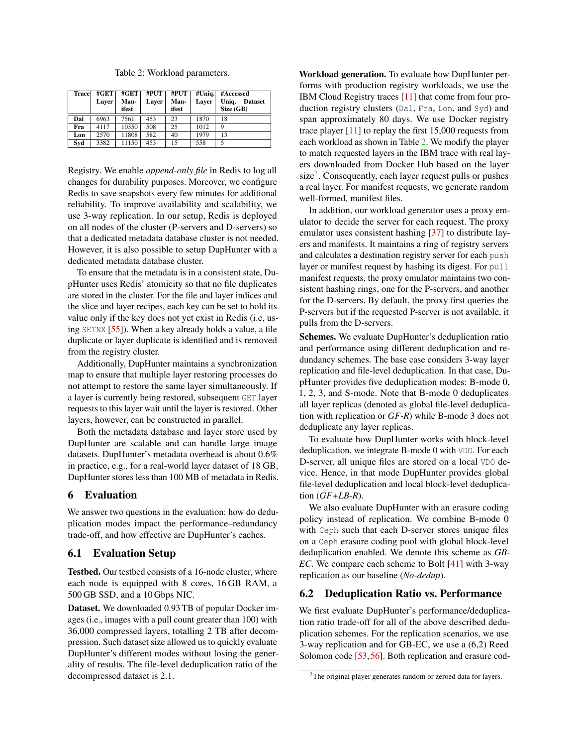Table 2: Workload parameters.

| Trace | #GET Layer | #GET Manifest | #PUT Layer | #PUT Manifest | #Uniq. Layer | #Accessed Uniq. Dataset Size (GB) |
|---|---|---|---|---|---|---|
| Dal | 6963 | 7561 | 453 | 23 | 1870 | 18 |
| Fra | 4117 | 10350 | 508 | 25 | 1012 | 9 |
| Lon | 2570 | 11808 | 582 | 40 | 1979 | 13 |
| Syd | 3382 | 11150 | 453 | 15 | 558 | 5 |

Registry. We enable *append-only file* in Redis to log all changes for durability purposes. Moreover, we configure Redis to save snapshots every few minutes for additional reliability. To improve availability and scalability, we use 3-way replication. In our setup, Redis is deployed on all nodes of the cluster (P-servers and D-servers) so that a dedicated metadata database cluster is not needed. However, it is also possible to setup DupHunter with a dedicated metadata database cluster.

To ensure that the metadata is in a consistent state, DupHunter uses Redis' atomicity so that no file duplicates are stored in the cluster. For the file and layer indices and the slice and layer recipes, each key can be set to hold its value only if the key does not yet exist in Redis (i.e, using `SETNX` [55]). When a key already holds a value, a file duplicate or layer duplicate is identified and is removed from the registry cluster.

Additionally, DupHunter maintains a synchronization map to ensure that multiple layer restoring processes do not attempt to restore the same layer simultaneously. If a layer is currently being restored, subsequent `GET` layer requests to this layer wait until the layer is restored. Other layers, however, can be constructed in parallel.

Both the metadata database and layer store used by DupHunter are scalable and can handle large image datasets. DupHunter's metadata overhead is about 0.6% in practice, e.g., for a real-world layer dataset of 18 GB, DupHunter stores less than 100 MB of metadata in Redis.

## 6 Evaluation

We answer two questions in the evaluation: how do deduplication modes impact the performance–redundancy trade-off, and how effective are DupHunter's caches.

### 6.1 Evaluation Setup

**Testbed.** Our testbed consists of a 16-node cluster, where each node is equipped with 8 cores, 16 GB RAM, a 500 GB SSD, and a 10 Gbps NIC.

**Dataset.** We downloaded 0.93 TB of popular Docker images (i.e., images with a pull count greater than 100) with 36,000 compressed layers, totalling 2 TB after decompression. Such dataset size allowed us to quickly evaluate DupHunter's different modes without losing the generality of results. The file-level deduplication ratio of the decompressed dataset is 2.1.

**Workload generation.** To evaluate how DupHunter performs with production registry workloads, we use the IBM Cloud Registry traces [11] that come from four production registry clusters (`Dal`, `Fra`, `Lon`, and `Syd`) and span approximately 80 days. We use Docker registry trace player [11] to replay the first 15,000 requests from each workload as shown in Table 2. We modify the player to match requested layers in the IBM trace with real layers downloaded from Docker Hub based on the layer size[2]. Consequently, each layer request pulls or pushes a real layer. For manifest requests, we generate random well-formed, manifest files.

In addition, our workload generator uses a proxy emulator to decide the server for each request. The proxy emulator uses consistent hashing [37] to distribute layers and manifests. It maintains a ring of registry servers and calculates a destination registry server for each `push` layer or manifest request by hashing its digest. For `pull` manifest requests, the proxy emulator maintains two consistent hashing rings, one for the P-servers, and another for the D-servers. By default, the proxy first queries the P-servers but if the requested P-server is not available, it pulls from the D-servers.

**Schemes.** We evaluate DupHunter's deduplication ratio and performance using different deduplication and redundancy schemes. The base case considers 3-way layer replication and file-level deduplication. In that case, DupHunter provides five deduplication modes: B-mode 0, 1, 2, 3, and S-mode. Note that B-mode 0 deduplicates all layer replicas (denoted as global file-level deduplication with replication or *GF-R*) while B-mode 3 does not deduplicate any layer replicas.

To evaluate how DupHunter works with block-level deduplication, we integrate B-mode 0 with `VDO`. For each D-server, all unique files are stored on a local `VDO` device. Hence, in that mode DupHunter provides global file-level deduplication and local block-level deduplication (*GF+LB-R*).

We also evaluate DupHunter with an erasure coding policy instead of replication. We combine B-mode 0 with `Ceph` such that each D-server stores unique files on a `Ceph` erasure coding pool with global block-level deduplication enabled. We denote this scheme as *GB-EC*. We compare each scheme to Bolt [41] with 3-way replication as our baseline (*No-dedup*).

### 6.2 Deduplication Ratio vs. Performance

We first evaluate DupHunter's performance/deduplication ratio trade-off for all of the above described deduplication schemes. For the replication scenarios, we use 3-way replication and for GB-EC, we use a (6,2) Reed Solomon code [53, 56]. Both replication and erasure cod-

[2] The original player generates random or zeroed data for layers.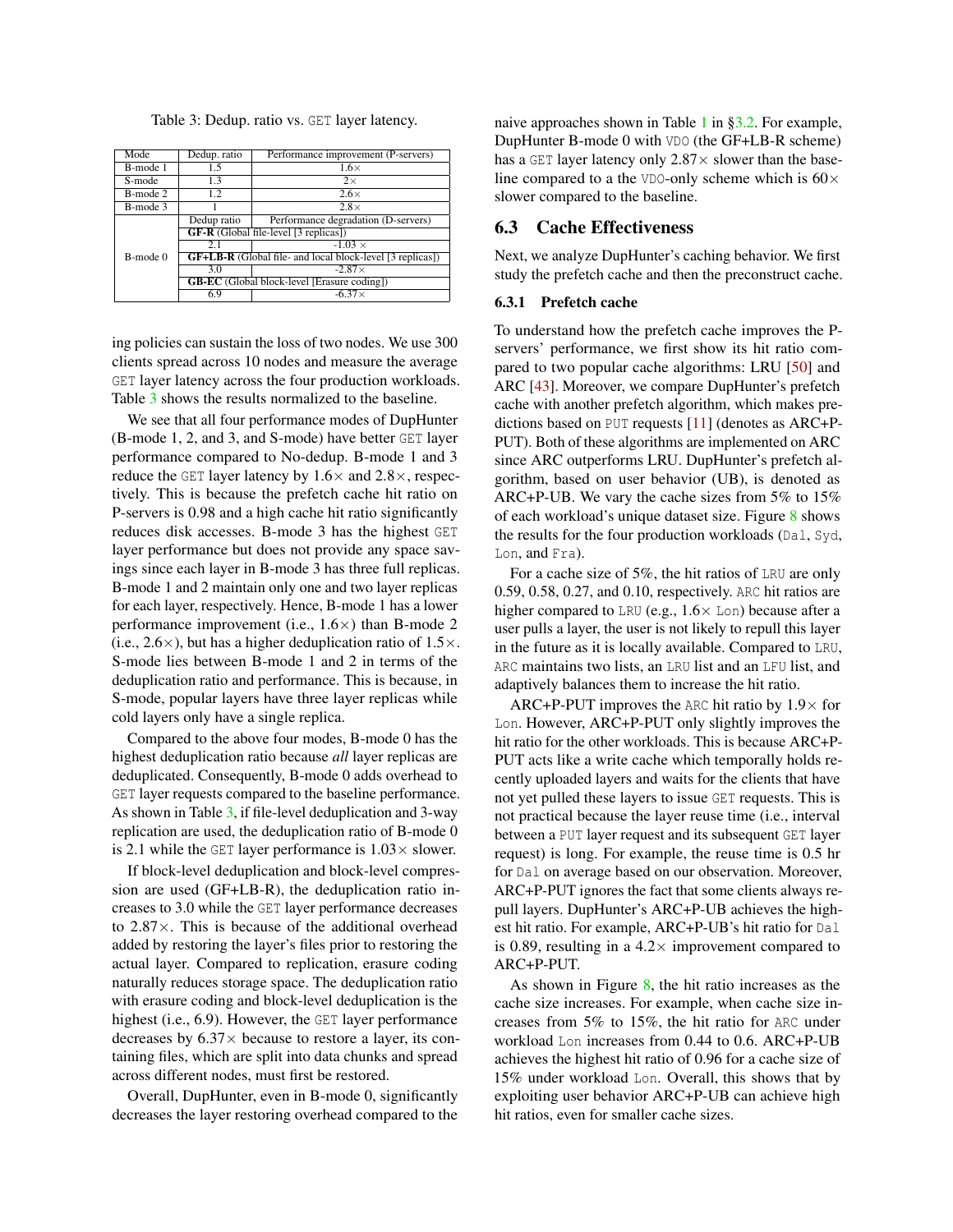Table 3: Dedup. ratio vs. GET layer latency.

| Mode | Dedup. ratio | Performance improvement (P-servers) |
|---|---|---|
| B-mode 1 | 1.5 | 1.6× |
| S-mode | 1.3 | 2× |
| B-mode 2 | 1.2 | 2.6× |
| B-mode 3 | 1 | 2.8× |
| B-mode 0 | Dedup ratio | Performance degradation (D-servers) |
| | **GF-R** (Global file-level [3 replicas]) | |
| | 2.1 | -1.03 × |
| | **GF+LB-R** (Global file- and local block-level [3 replicas]) | |
| | 3.0 | -2.87× |
| | **GB-EC** (Global block-level [Erasure coding]) | |
| | 6.9 | -6.37× |

ing policies can sustain the loss of two nodes. We use 300 clients spread across 10 nodes and measure the average GET layer latency across the four production workloads. Table 3 shows the results normalized to the baseline.

We see that all four performance modes of DupHunter (B-mode 1, 2, and 3, and S-mode) have better GET layer performance compared to No-dedup. B-mode 1 and 3 reduce the GET layer latency by 1.6× and 2.8×, respectively. This is because the prefetch cache hit ratio on P-servers is 0.98 and a high cache hit ratio significantly reduces disk accesses. B-mode 3 has the highest GET layer performance but does not provide any space savings since each layer in B-mode 3 has three full replicas. B-mode 1 and 2 maintain only one and two layer replicas for each layer, respectively. Hence, B-mode 1 has a lower performance improvement (i.e., 1.6×) than B-mode 2 (i.e., 2.6×), but has a higher deduplication ratio of 1.5×. S-mode lies between B-mode 1 and 2 in terms of the deduplication ratio and performance. This is because, in S-mode, popular layers have three layer replicas while cold layers only have a single replica.

Compared to the above four modes, B-mode 0 has the highest deduplication ratio because *all* layer replicas are deduplicated. Consequently, B-mode 0 adds overhead to GET layer requests compared to the baseline performance. As shown in Table 3, if file-level deduplication and 3-way replication are used, the deduplication ratio of B-mode 0 is 2.1 while the GET layer performance is 1.03× slower.

If block-level deduplication and block-level compression are used (GF+LB-R), the deduplication ratio increases to 3.0 while the GET layer performance decreases to 2.87×. This is because of the additional overhead added by restoring the layer's files prior to restoring the actual layer. Compared to replication, erasure coding naturally reduces storage space. The deduplication ratio with erasure coding and block-level deduplication is the highest (i.e., 6.9). However, the GET layer performance decreases by 6.37× because to restore a layer, its containing files, which are split into data chunks and spread across different nodes, must first be restored.

Overall, DupHunter, even in B-mode 0, significantly decreases the layer restoring overhead compared to the naive approaches shown in Table 1 in §3.2. For example, DupHunter B-mode 0 with VDO (the GF+LB-R scheme) has a GET layer latency only 2.87× slower than the baseline compared to a the VDO-only scheme which is 60× slower compared to the baseline.

## 6.3 Cache Effectiveness

Next, we analyze DupHunter's caching behavior. We first study the prefetch cache and then the preconstruct cache.

### 6.3.1 Prefetch cache

To understand how the prefetch cache improves the P-servers' performance, we first show its hit ratio compared to two popular cache algorithms: LRU [50] and ARC [43]. Moreover, we compare DupHunter's prefetch cache with another prefetch algorithm, which makes predictions based on PUT requests [11] (denotes as ARC+P-PUT). Both of these algorithms are implemented on ARC since ARC outperforms LRU. DupHunter's prefetch algorithm, based on user behavior (UB), is denoted as ARC+P-UB. We vary the cache sizes from 5% to 15% of each workload's unique dataset size. Figure 8 shows the results for the four production workloads (Dal, Syd, Lon, and Fra).

For a cache size of 5%, the hit ratios of LRU are only 0.59, 0.58, 0.27, and 0.10, respectively. ARC hit ratios are higher compared to LRU (e.g., 1.6× Lon) because after a user pulls a layer, the user is not likely to repull this layer in the future as it is locally available. Compared to LRU, ARC maintains two lists, an LRU list and an LFU list, and adaptively balances them to increase the hit ratio.

ARC+P-PUT improves the ARC hit ratio by 1.9× for Lon. However, ARC+P-PUT only slightly improves the hit ratio for the other workloads. This is because ARC+P-PUT acts like a write cache which temporally holds recently uploaded layers and waits for the clients that have not yet pulled these layers to issue GET requests. This is not practical because the layer reuse time (i.e., interval between a PUT layer request and its subsequent GET layer request) is long. For example, the reuse time is 0.5 hr for Dal on average based on our observation. Moreover, ARC+P-PUT ignores the fact that some clients always repull layers. DupHunter's ARC+P-UB achieves the highest hit ratio. For example, ARC+P-UB's hit ratio for Dal is 0.89, resulting in a 4.2× improvement compared to ARC+P-PUT.

As shown in Figure 8, the hit ratio increases as the cache size increases. For example, when cache size increases from 5% to 15%, the hit ratio for ARC under workload Lon increases from 0.44 to 0.6. ARC+P-UB achieves the highest hit ratio of 0.96 for a cache size of 15% under workload Lon. Overall, this shows that by exploiting user behavior ARC+P-UB can achieve high hit ratios, even for smaller cache sizes.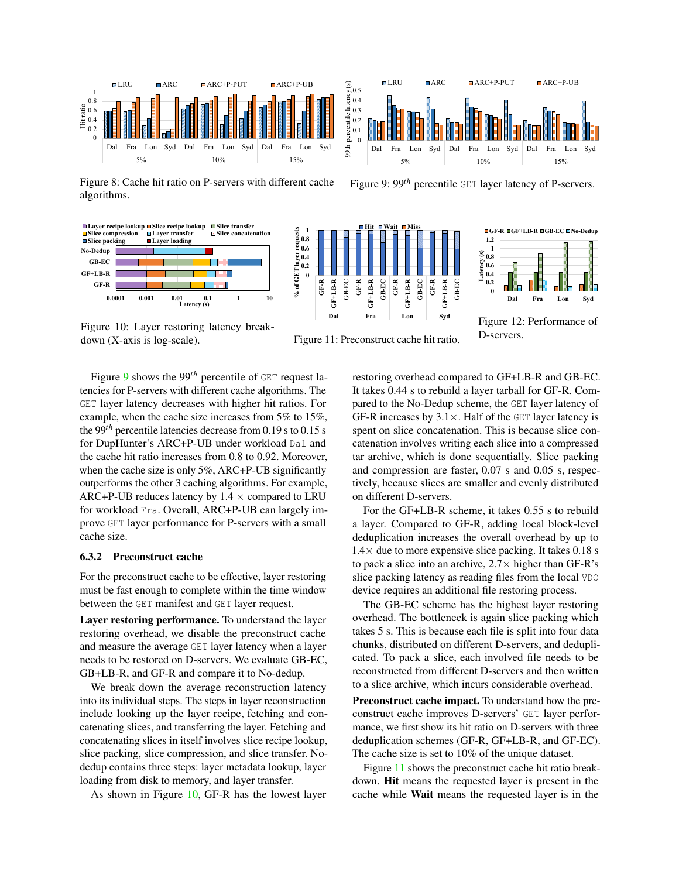Figure 8: Cache hit ratio on P-servers with different cache algorithms.

Figure 9: $99^{th}$ percentile GET layer latency of P-servers.

Figure 10: Layer restoring latency breakdown (X-axis is log-scale).

Figure 11: Preconstruct cache hit ratio.

Figure 12: Performance of D-servers.

Figure 9 shows the $99^{th}$ percentile of GET request latencies for P-servers with different cache algorithms. The GET layer latency decreases with higher hit ratios. For example, when the cache size increases from 5% to 15%, the $99^{th}$ percentile latencies decrease from 0.19 s to 0.15 s for DupHunter's ARC+P-UB under workload Dal and the cache hit ratio increases from 0.8 to 0.92. Moreover, when the cache size is only 5%, ARC+P-UB significantly outperforms the other 3 caching algorithms. For example, ARC+P-UB reduces latency by 1.4 × compared to LRU for workload Fra. Overall, ARC+P-UB can largely improve GET layer performance for P-servers with a small cache size.

### 6.3.2 Preconstruct cache

For the preconstruct cache to be effective, layer restoring must be fast enough to complete within the time window between the GET manifest and GET layer request.

**Layer restoring performance.** To understand the layer restoring overhead, we disable the preconstruct cache and measure the average GET layer latency when a layer needs to be restored on D-servers. We evaluate GB-EC, GB+LB-R, and GF-R and compare it to No-dedup.

We break down the average reconstruction latency into its individual steps. The steps in layer reconstruction include looking up the layer recipe, fetching and concatenating slices, and transferring the layer. Fetching and concatenating slices in itself involves slice recipe lookup, slice packing, slice compression, and slice transfer. No-dedup contains three steps: layer metadata lookup, layer loading from disk to memory, and layer transfer.

As shown in Figure 10, GF-R has the lowest layer restoring overhead compared to GF+LB-R and GB-EC. It takes 0.44 s to rebuild a layer tarball for GF-R. Compared to the No-Dedup scheme, the GET layer latency of GF-R increases by 3.1×. Half of the GET layer latency is spent on slice concatenation. This is because slice concatenation involves writing each slice into a compressed tar archive, which is done sequentially. Slice packing and compression are faster, 0.07 s and 0.05 s, respectively, because slices are smaller and evenly distributed on different D-servers.

For the GF+LB-R scheme, it takes 0.55 s to rebuild a layer. Compared to GF-R, adding local block-level deduplication increases the overall overhead by up to 1.4× due to more expensive slice packing. It takes 0.18 s to pack a slice into an archive, 2.7× higher than GF-R's slice packing latency as reading files from the local VDO device requires an additional file restoring process.

The GB-EC scheme has the highest layer restoring overhead. The bottleneck is again slice packing which takes 5 s. This is because each file is split into four data chunks, distributed on different D-servers, and deduplicated. To pack a slice, each involved file needs to be reconstructed from different D-servers and then written to a slice archive, which incurs considerable overhead.

**Preconstruct cache impact.** To understand how the preconstruct cache improves D-servers' GET layer performance, we first show its hit ratio on D-servers with three deduplication schemes (GF-R, GF+LB-R, and GF-EC). The cache size is set to 10% of the unique dataset.

Figure 11 shows the preconstruct cache hit ratio breakdown. **Hit** means the requested layer is present in the cache while **Wait** means the requested layer is in the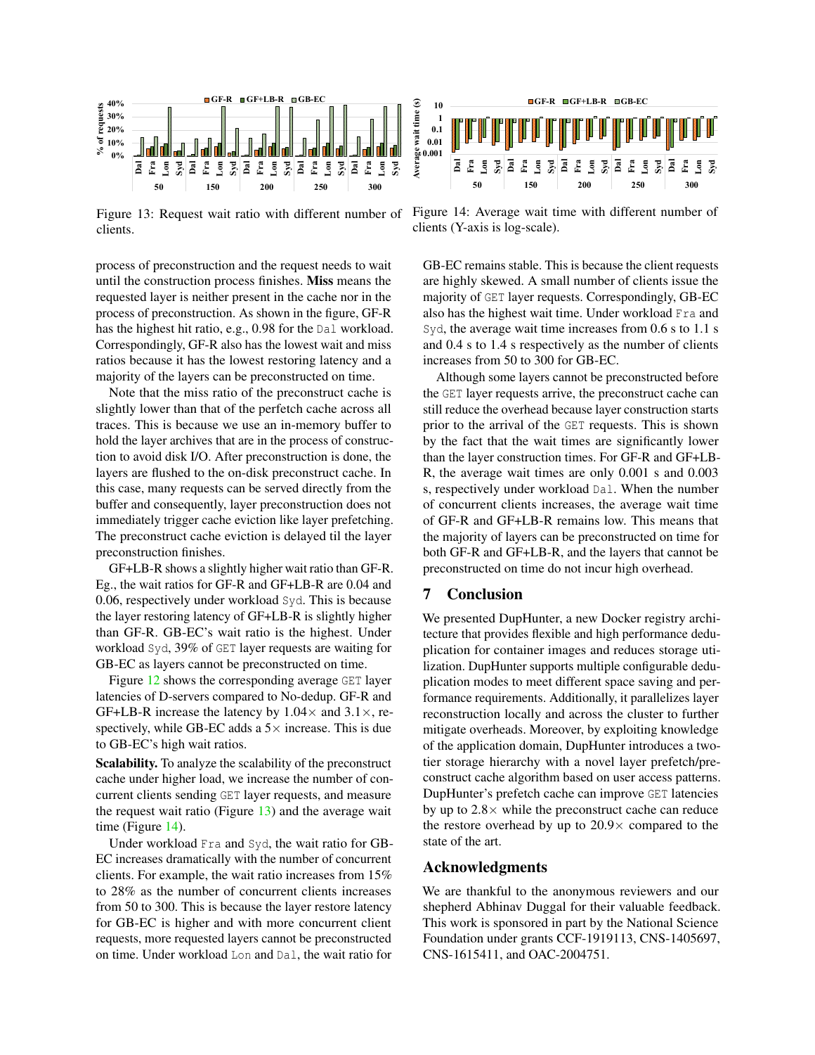Figure 13: Request wait ratio with different number of clients.

Figure 14: Average wait time with different number of clients (Y-axis is log-scale).

process of preconstruction and the request needs to wait until the construction process finishes. **Miss** means the requested layer is neither present in the cache nor in the process of preconstruction. As shown in the figure, GF-R has the highest hit ratio, e.g., 0.98 for the `Dal` workload. Correspondingly, GF-R also has the lowest wait and miss ratios because it has the lowest restoring latency and a majority of the layers can be preconstructed on time.

Note that the miss ratio of the preconstruct cache is slightly lower than that of the perfetch cache across all traces. This is because we use an in-memory buffer to hold the layer archives that are in the process of construction to avoid disk I/O. After preconstruction is done, the layers are flushed to the on-disk preconstruct cache. In this case, many requests can be served directly from the buffer and consequently, layer preconstruction does not immediately trigger cache eviction like layer prefetching. The preconstruct cache eviction is delayed til the layer preconstruction finishes.

GF+LB-R shows a slightly higher wait ratio than GF-R. Eg., the wait ratios for GF-R and GF+LB-R are 0.04 and 0.06, respectively under workload `Syd`. This is because the layer restoring latency of GF+LB-R is slightly higher than GF-R. GB-EC's wait ratio is the highest. Under workload `Syd`, 39% of `GET` layer requests are waiting for GB-EC as layers cannot be preconstructed on time.

Figure 12 shows the corresponding average `GET` layer latencies of D-servers compared to No-dedup. GF-R and GF+LB-R increase the latency by 1.04× and 3.1×, respectively, while GB-EC adds a 5× increase. This is due to GB-EC's high wait ratios.

**Scalability.** To analyze the scalability of the preconstruct cache under higher load, we increase the number of concurrent clients sending `GET` layer requests, and measure the request wait ratio (Figure 13) and the average wait time (Figure 14).

Under workload `Fra` and `Syd`, the wait ratio for GB-EC increases dramatically with the number of concurrent clients. For example, the wait ratio increases from 15% to 28% as the number of concurrent clients increases from 50 to 300. This is because the layer restore latency for GB-EC is higher and with more concurrent client requests, more requested layers cannot be preconstructed on time. Under workload `Lon` and `Dal`, the wait ratio for GB-EC remains stable. This is because the client requests are highly skewed. A small number of clients issue the majority of `GET` layer requests. Correspondingly, GB-EC also has the highest wait time. Under workload `Fra` and `Syd`, the average wait time increases from 0.6 s to 1.1 s and 0.4 s to 1.4 s respectively as the number of clients increases from 50 to 300 for GB-EC.

Although some layers cannot be preconstructed before the `GET` layer requests arrive, the preconstruct cache can still reduce the overhead because layer construction starts prior to the arrival of the `GET` requests. This is shown by the fact that the wait times are significantly lower than the layer construction times. For GF-R and GF+LB-R, the average wait times are only 0.001 s and 0.003 s, respectively under workload `Dal`. When the number of concurrent clients increases, the average wait time of GF-R and GF+LB-R remains low. This means that the majority of layers can be preconstructed on time for both GF-R and GF+LB-R, and the layers that cannot be preconstructed on time do not incur high overhead.

## 7 Conclusion

We presented DupHunter, a new Docker registry architecture that provides flexible and high performance deduplication for container images and reduces storage utilization. DupHunter supports multiple configurable deduplication modes to meet different space saving and performance requirements. Additionally, it parallelizes layer reconstruction locally and across the cluster to further mitigate overheads. Moreover, by exploiting knowledge of the application domain, DupHunter introduces a two-tier storage hierarchy with a novel layer prefetch/preconstruct cache algorithm based on user access patterns. DupHunter's prefetch cache can improve `GET` latencies by up to 2.8× while the preconstruct cache can reduce the restore overhead by up to 20.9× compared to the state of the art.

## Acknowledgments

We are thankful to the anonymous reviewers and our shepherd Abhinav Duggal for their valuable feedback. This work is sponsored in part by the National Science Foundation under grants CCF-1919113, CNS-1405697, CNS-1615411, and OAC-2004751.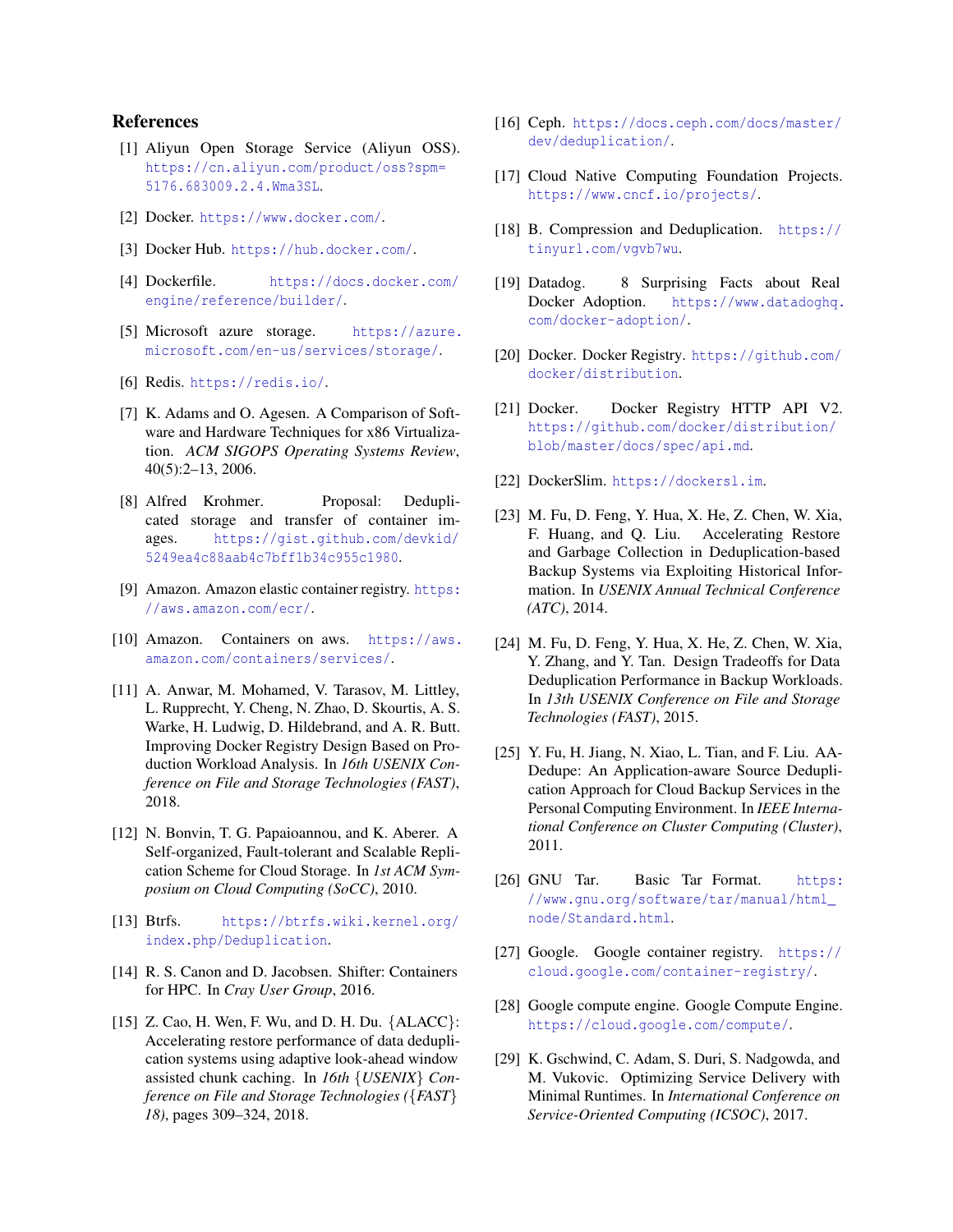## References

[1] Aliyun Open Storage Service (Aliyun OSS). https://cn.aliyun.com/product/oss?spm=5176.683009.2.4.Wma3SL.

[2] Docker. https://www.docker.com/.

[3] Docker Hub. https://hub.docker.com/.

[4] Dockerfile. https://docs.docker.com/engine/reference/builder/.

[5] Microsoft azure storage. https://azure.microsoft.com/en-us/services/storage/.

[6] Redis. https://redis.io/.

[7] K. Adams and O. Agesen. A Comparison of Software and Hardware Techniques for x86 Virtualization. *ACM SIGOPS Operating Systems Review*, 40(5):2–13, 2006.

[8] Alfred Krohmer. Proposal: Deduplicated storage and transfer of container images. https://gist.github.com/devkid/5249ea4c88aab4c7bff1b34c955c1980.

[9] Amazon. Amazon elastic container registry. https://aws.amazon.com/ecr/.

[10] Amazon. Containers on aws. https://aws.amazon.com/containers/services/.

[11] A. Anwar, M. Mohamed, V. Tarasov, M. Littley, L. Rupprecht, Y. Cheng, N. Zhao, D. Skourtis, A. S. Warke, H. Ludwig, D. Hildebrand, and A. R. Butt. Improving Docker Registry Design Based on Production Workload Analysis. In *16th USENIX Conference on File and Storage Technologies (FAST)*, 2018.

[12] N. Bonvin, T. G. Papaioannou, and K. Aberer. A Self-organized, Fault-tolerant and Scalable Replication Scheme for Cloud Storage. In *1st ACM Symposium on Cloud Computing (SoCC)*, 2010.

[13] Btrfs. https://btrfs.wiki.kernel.org/index.php/Deduplication.

[14] R. S. Canon and D. Jacobsen. Shifter: Containers for HPC. In *Cray User Group*, 2016.

[15] Z. Cao, H. Wen, F. Wu, and D. H. Du. {ALACC}: Accelerating restore performance of data deduplication systems using adaptive look-ahead window assisted chunk caching. In *16th {USENIX} Conference on File and Storage Technologies ({FAST} 18)*, pages 309–324, 2018.

[16] Ceph. https://docs.ceph.com/docs/master/dev/deduplication/.

[17] Cloud Native Computing Foundation Projects. https://www.cncf.io/projects/.

[18] B. Compression and Deduplication. https://tinyurl.com/vgvb7wu.

[19] Datadog. 8 Surprising Facts about Real Docker Adoption. https://www.datadoghq.com/docker-adoption/.

[20] Docker. Docker Registry. https://github.com/docker/distribution.

[21] Docker. Docker Registry HTTP API V2. https://github.com/docker/distribution/blob/master/docs/spec/api.md.

[22] DockerSlim. https://dockersl.im.

[23] M. Fu, D. Feng, Y. Hua, X. He, Z. Chen, W. Xia, F. Huang, and Q. Liu. Accelerating Restore and Garbage Collection in Deduplication-based Backup Systems via Exploiting Historical Information. In *USENIX Annual Technical Conference (ATC)*, 2014.

[24] M. Fu, D. Feng, Y. Hua, X. He, Z. Chen, W. Xia, Y. Zhang, and Y. Tan. Design Tradeoffs for Data Deduplication Performance in Backup Workloads. In *13th USENIX Conference on File and Storage Technologies (FAST)*, 2015.

[25] Y. Fu, H. Jiang, N. Xiao, L. Tian, and F. Liu. AA-Dedupe: An Application-aware Source Deduplication Approach for Cloud Backup Services in the Personal Computing Environment. In *IEEE International Conference on Cluster Computing (Cluster)*, 2011.

[26] GNU Tar. Basic Tar Format. https://www.gnu.org/software/tar/manual/html_node/Standard.html.

[27] Google. Google container registry. https://cloud.google.com/container-registry/.

[28] Google compute engine. Google Compute Engine. https://cloud.google.com/compute/.

[29] K. Gschwind, C. Adam, S. Duri, S. Nadgowda, and M. Vukovic. Optimizing Service Delivery with Minimal Runtimes. In *International Conference on Service-Oriented Computing (ICSOC)*, 2017.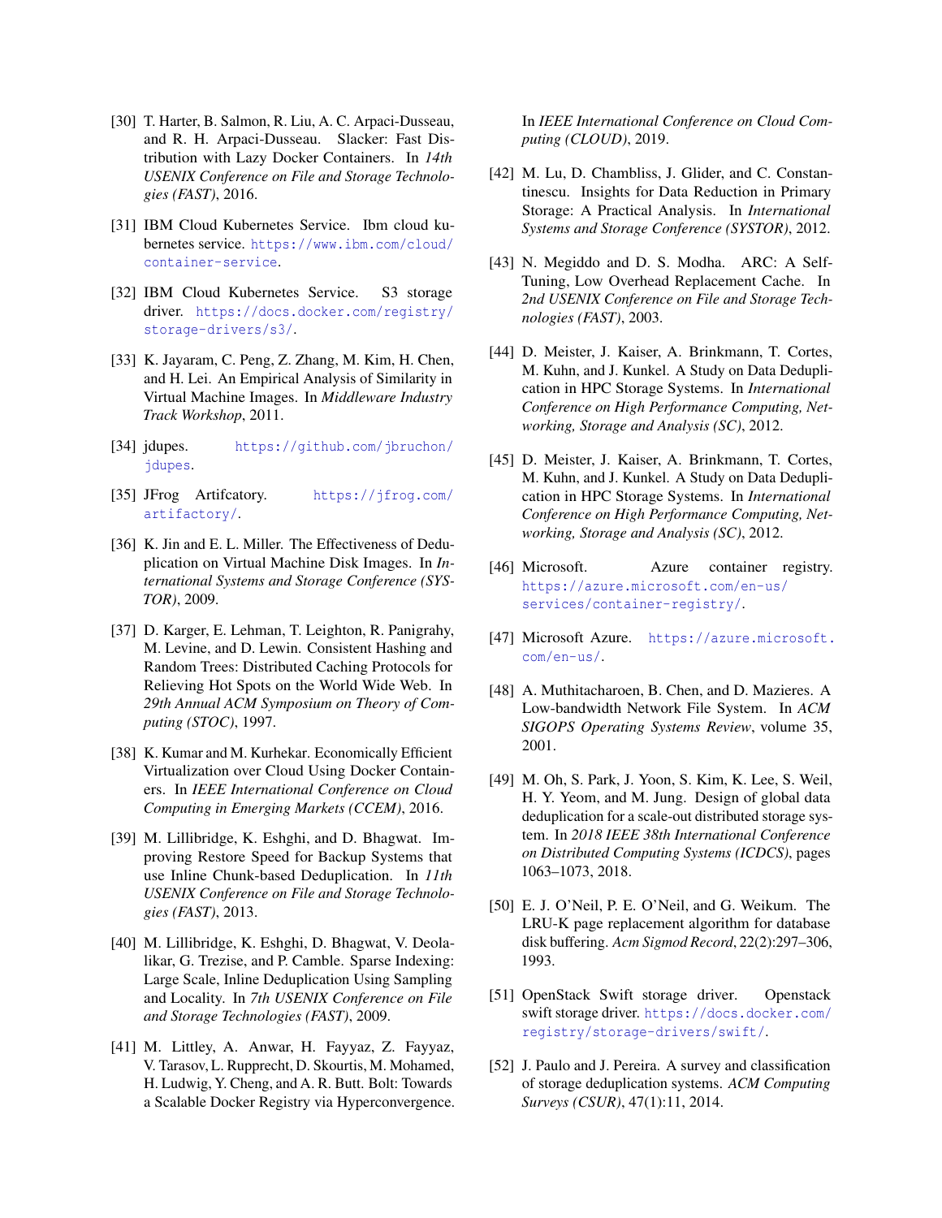[30] T. Harter, B. Salmon, R. Liu, A. C. Arpaci-Dusseau, and R. H. Arpaci-Dusseau. Slacker: Fast Distribution with Lazy Docker Containers. In *14th USENIX Conference on File and Storage Technologies (FAST)*, 2016.

[31] IBM Cloud Kubernetes Service. Ibm cloud kubernetes service. https://www.ibm.com/cloud/container-service.

[32] IBM Cloud Kubernetes Service. S3 storage driver. https://docs.docker.com/registry/storage-drivers/s3/.

[33] K. Jayaram, C. Peng, Z. Zhang, M. Kim, H. Chen, and H. Lei. An Empirical Analysis of Similarity in Virtual Machine Images. In *Middleware Industry Track Workshop*, 2011.

[34] jdupes. https://github.com/jbruchon/jdupes.

[35] JFrog Artifcatory. https://jfrog.com/artifactory/.

[36] K. Jin and E. L. Miller. The Effectiveness of Deduplication on Virtual Machine Disk Images. In *International Systems and Storage Conference (SYSTOR)*, 2009.

[37] D. Karger, E. Lehman, T. Leighton, R. Panigrahy, M. Levine, and D. Lewin. Consistent Hashing and Random Trees: Distributed Caching Protocols for Relieving Hot Spots on the World Wide Web. In *29th Annual ACM Symposium on Theory of Computing (STOC)*, 1997.

[38] K. Kumar and M. Kurhekar. Economically Efficient Virtualization over Cloud Using Docker Containers. In *IEEE International Conference on Cloud Computing in Emerging Markets (CCEM)*, 2016.

[39] M. Lillibridge, K. Eshghi, and D. Bhagwat. Improving Restore Speed for Backup Systems that use Inline Chunk-based Deduplication. In *11th USENIX Conference on File and Storage Technologies (FAST)*, 2013.

[40] M. Lillibridge, K. Eshghi, D. Bhagwat, V. Deolalikar, G. Trezise, and P. Camble. Sparse Indexing: Large Scale, Inline Deduplication Using Sampling and Locality. In *7th USENIX Conference on File and Storage Technologies (FAST)*, 2009.

[41] M. Littley, A. Anwar, H. Fayyaz, Z. Fayyaz, V. Tarasov, L. Rupprecht, D. Skourtis, M. Mohamed, H. Ludwig, Y. Cheng, and A. R. Butt. Bolt: Towards a Scalable Docker Registry via Hyperconvergence. In *IEEE International Conference on Cloud Computing (CLOUD)*, 2019.

[42] M. Lu, D. Chambliss, J. Glider, and C. Constantinescu. Insights for Data Reduction in Primary Storage: A Practical Analysis. In *International Systems and Storage Conference (SYSTOR)*, 2012.

[43] N. Megiddo and D. S. Modha. ARC: A Self-Tuning, Low Overhead Replacement Cache. In *2nd USENIX Conference on File and Storage Technologies (FAST)*, 2003.

[44] D. Meister, J. Kaiser, A. Brinkmann, T. Cortes, M. Kuhn, and J. Kunkel. A Study on Data Deduplication in HPC Storage Systems. In *International Conference on High Performance Computing, Networking, Storage and Analysis (SC)*, 2012.

[45] D. Meister, J. Kaiser, A. Brinkmann, T. Cortes, M. Kuhn, and J. Kunkel. A Study on Data Deduplication in HPC Storage Systems. In *International Conference on High Performance Computing, Networking, Storage and Analysis (SC)*, 2012.

[46] Microsoft. Azure container registry. https://azure.microsoft.com/en-us/services/container-registry/.

[47] Microsoft Azure. https://azure.microsoft.com/en-us/.

[48] A. Muthitacharoen, B. Chen, and D. Mazieres. A Low-bandwidth Network File System. In *ACM SIGOPS Operating Systems Review*, volume 35, 2001.

[49] M. Oh, S. Park, J. Yoon, S. Kim, K. Lee, S. Weil, H. Y. Yeom, and M. Jung. Design of global data deduplication for a scale-out distributed storage system. In *2018 IEEE 38th International Conference on Distributed Computing Systems (ICDCS)*, pages 1063–1073, 2018.

[50] E. J. O'Neil, P. E. O'Neil, and G. Weikum. The LRU-K page replacement algorithm for database disk buffering. *Acm Sigmod Record*, 22(2):297–306, 1993.

[51] OpenStack Swift storage driver. Openstack swift storage driver. https://docs.docker.com/registry/storage-drivers/swift/.

[52] J. Paulo and J. Pereira. A survey and classification of storage deduplication systems. *ACM Computing Surveys (CSUR)*, 47(1):11, 2014.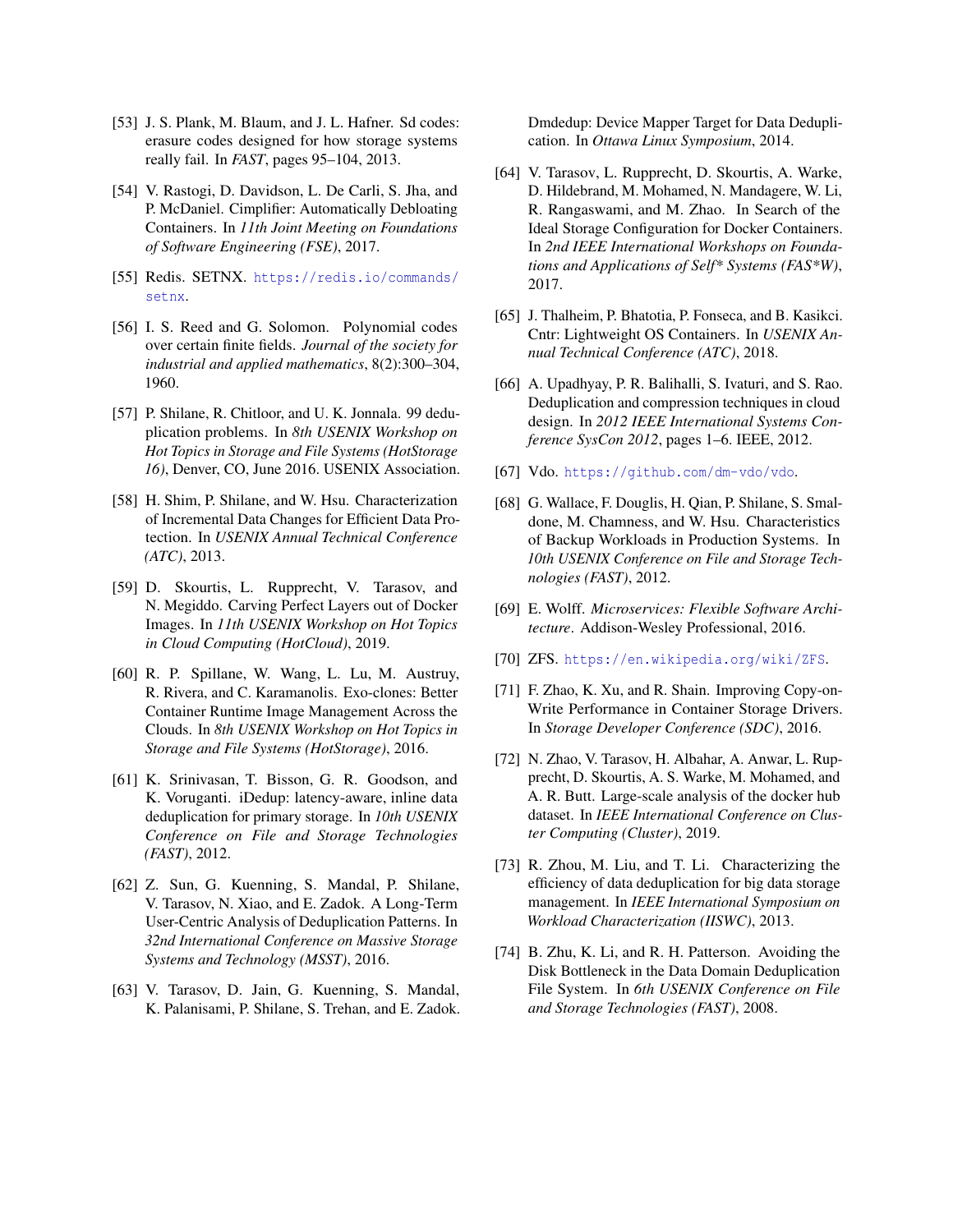- [53] J. S. Plank, M. Blaum, and J. L. Hafner. Sd codes: erasure codes designed for how storage systems really fail. In *FAST*, pages 95–104, 2013.
- [54] V. Rastogi, D. Davidson, L. De Carli, S. Jha, and P. McDaniel. Cimplifier: Automatically Debloating Containers. In *11th Joint Meeting on Foundations of Software Engineering (FSE)*, 2017.
- [55] Redis. SETNX. https://redis.io/commands/setnx.
- [56] I. S. Reed and G. Solomon. Polynomial codes over certain finite fields. *Journal of the society for industrial and applied mathematics*, 8(2):300–304, 1960.
- [57] P. Shilane, R. Chitloor, and U. K. Jonnala. 99 deduplication problems. In *8th USENIX Workshop on Hot Topics in Storage and File Systems (HotStorage 16)*, Denver, CO, June 2016. USENIX Association.
- [58] H. Shim, P. Shilane, and W. Hsu. Characterization of Incremental Data Changes for Efficient Data Protection. In *USENIX Annual Technical Conference (ATC)*, 2013.
- [59] D. Skourtis, L. Rupprecht, V. Tarasov, and N. Megiddo. Carving Perfect Layers out of Docker Images. In *11th USENIX Workshop on Hot Topics in Cloud Computing (HotCloud)*, 2019.
- [60] R. P. Spillane, W. Wang, L. Lu, M. Austruy, R. Rivera, and C. Karamanolis. Exo-clones: Better Container Runtime Image Management Across the Clouds. In *8th USENIX Workshop on Hot Topics in Storage and File Systems (HotStorage)*, 2016.
- [61] K. Srinivasan, T. Bisson, G. R. Goodson, and K. Voruganti. iDedup: latency-aware, inline data deduplication for primary storage. In *10th USENIX Conference on File and Storage Technologies (FAST)*, 2012.
- [62] Z. Sun, G. Kuenning, S. Mandal, P. Shilane, V. Tarasov, N. Xiao, and E. Zadok. A Long-Term User-Centric Analysis of Deduplication Patterns. In *32nd International Conference on Massive Storage Systems and Technology (MSST)*, 2016.
- [63] V. Tarasov, D. Jain, G. Kuenning, S. Mandal, K. Palanisami, P. Shilane, S. Trehan, and E. Zadok. Dmdedup: Device Mapper Target for Data Deduplication. In *Ottawa Linux Symposium*, 2014.
- [64] V. Tarasov, L. Rupprecht, D. Skourtis, A. Warke, D. Hildebrand, M. Mohamed, N. Mandagere, W. Li, R. Rangaswami, and M. Zhao. In Search of the Ideal Storage Configuration for Docker Containers. In *2nd IEEE International Workshops on Foundations and Applications of Self* Systems (FAS*W)*, 2017.
- [65] J. Thalheim, P. Bhatotia, P. Fonseca, and B. Kasikci. Cntr: Lightweight OS Containers. In *USENIX Annual Technical Conference (ATC)*, 2018.
- [66] A. Upadhyay, P. R. Balihalli, S. Ivaturi, and S. Rao. Deduplication and compression techniques in cloud design. In *2012 IEEE International Systems Conference SysCon 2012*, pages 1–6. IEEE, 2012.
- [67] Vdo. https://github.com/dm-vdo/vdo.
- [68] G. Wallace, F. Douglis, H. Qian, P. Shilane, S. Smaldone, M. Chamness, and W. Hsu. Characteristics of Backup Workloads in Production Systems. In *10th USENIX Conference on File and Storage Technologies (FAST)*, 2012.
- [69] E. Wolff. *Microservices: Flexible Software Architecture*. Addison-Wesley Professional, 2016.
- [70] ZFS. https://en.wikipedia.org/wiki/ZFS.
- [71] F. Zhao, K. Xu, and R. Shain. Improving Copy-on-Write Performance in Container Storage Drivers. In *Storage Developer Conference (SDC)*, 2016.
- [72] N. Zhao, V. Tarasov, H. Albahar, A. Anwar, L. Rupprecht, D. Skourtis, A. S. Warke, M. Mohamed, and A. R. Butt. Large-scale analysis of the docker hub dataset. In *IEEE International Conference on Cluster Computing (Cluster)*, 2019.
- [73] R. Zhou, M. Liu, and T. Li. Characterizing the efficiency of data deduplication for big data storage management. In *IEEE International Symposium on Workload Characterization (IISWC)*, 2013.
- [74] B. Zhu, K. Li, and R. H. Patterson. Avoiding the Disk Bottleneck in the Data Domain Deduplication File System. In *6th USENIX Conference on File and Storage Technologies (FAST)*, 2008.